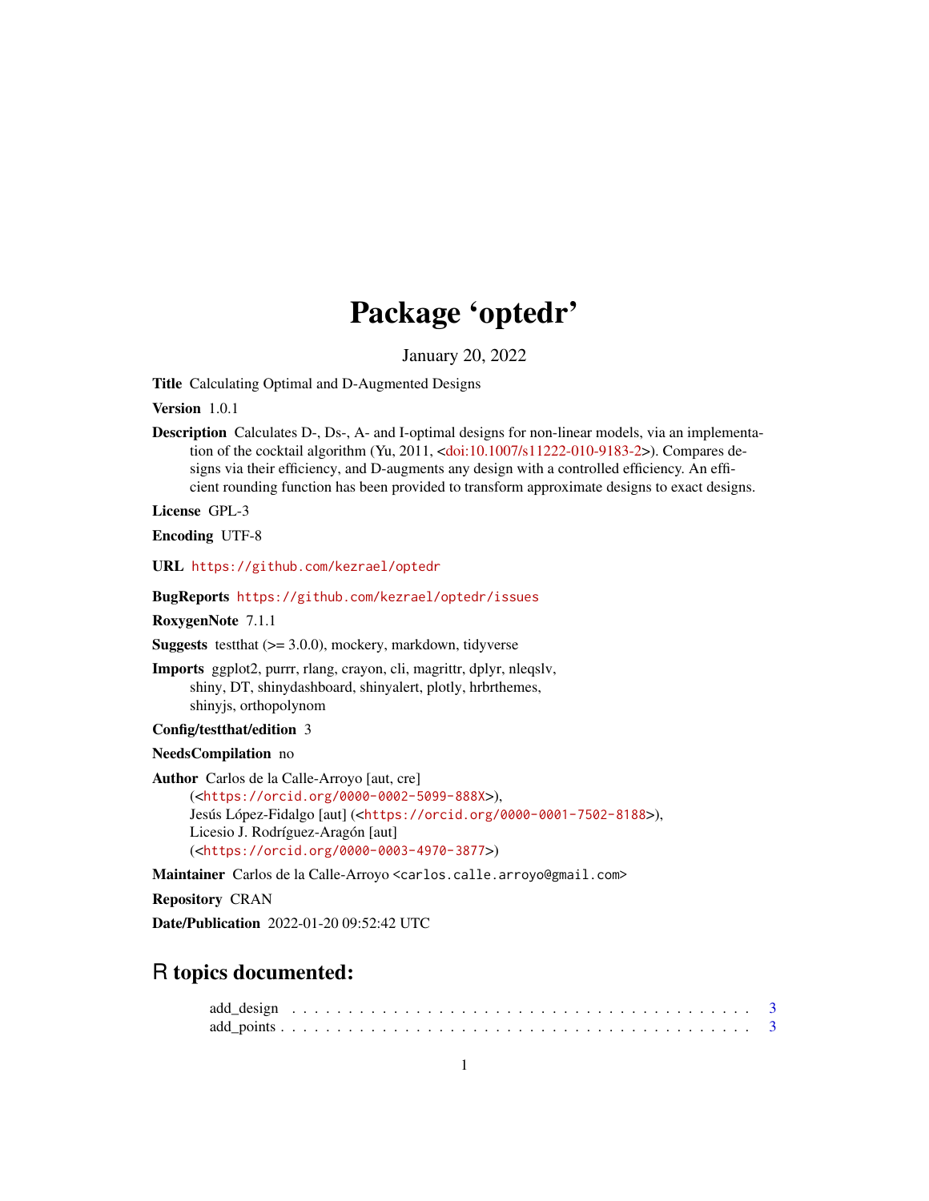# Package 'optedr'

January 20, 2022

**Title** Calculating Optimal and D-Augmented Designs

**Version** 1.0.1

**Description** Calculates D-, Ds-, A- and I-optimal designs for non-linear models, via an implementation of the cocktail algorithm (Yu, 2011, <doi:10.1007/s11222-010-9183-2>). Compares designs via their efficiency, and D-augments any design with a controlled efficiency. An efficient rounding function has been provided to transform approximate designs to exact designs.

**License** GPL-3

**Encoding** UTF-8

**URL** https://github.com/kezrael/optedr

**BugReports** https://github.com/kezrael/optedr/issues

**RoxygenNote** 7.1.1

**Suggests** testthat (>= 3.0.0), mockery, markdown, tidyverse

**Imports** ggplot2, purrr, rlang, crayon, cli, magrittr, dplyr, nleqslv, shiny, DT, shinydashboard, shinyalert, plotly, hrbrthemes, shinyjs, orthopolynom

**Config/testthat/edition** 3

**NeedsCompilation** no

**Author** Carlos de la Calle-Arroyo [aut, cre] (<https://orcid.org/0000-0002-5099-888X>), Jesús López-Fidalgo [aut] (<https://orcid.org/0000-0001-7502-8188>), Licesio J. Rodríguez-Aragón [aut] (<https://orcid.org/0000-0003-4970-3877>)

**Maintainer** Carlos de la Calle-Arroyo <carlos.calle.arroyo@gmail.com>

**Repository** CRAN

**Date/Publication** 2022-01-20 09:52:42 UTC

## R topics documented:

add_design . . . . . . . . . . . . . . . . . . . . . . . . . . . . . . . . . . . . . . . . 3
add_points . . . . . . . . . . . . . . . . . . . . . . . . . . . . . . . . . . . . . . . . 3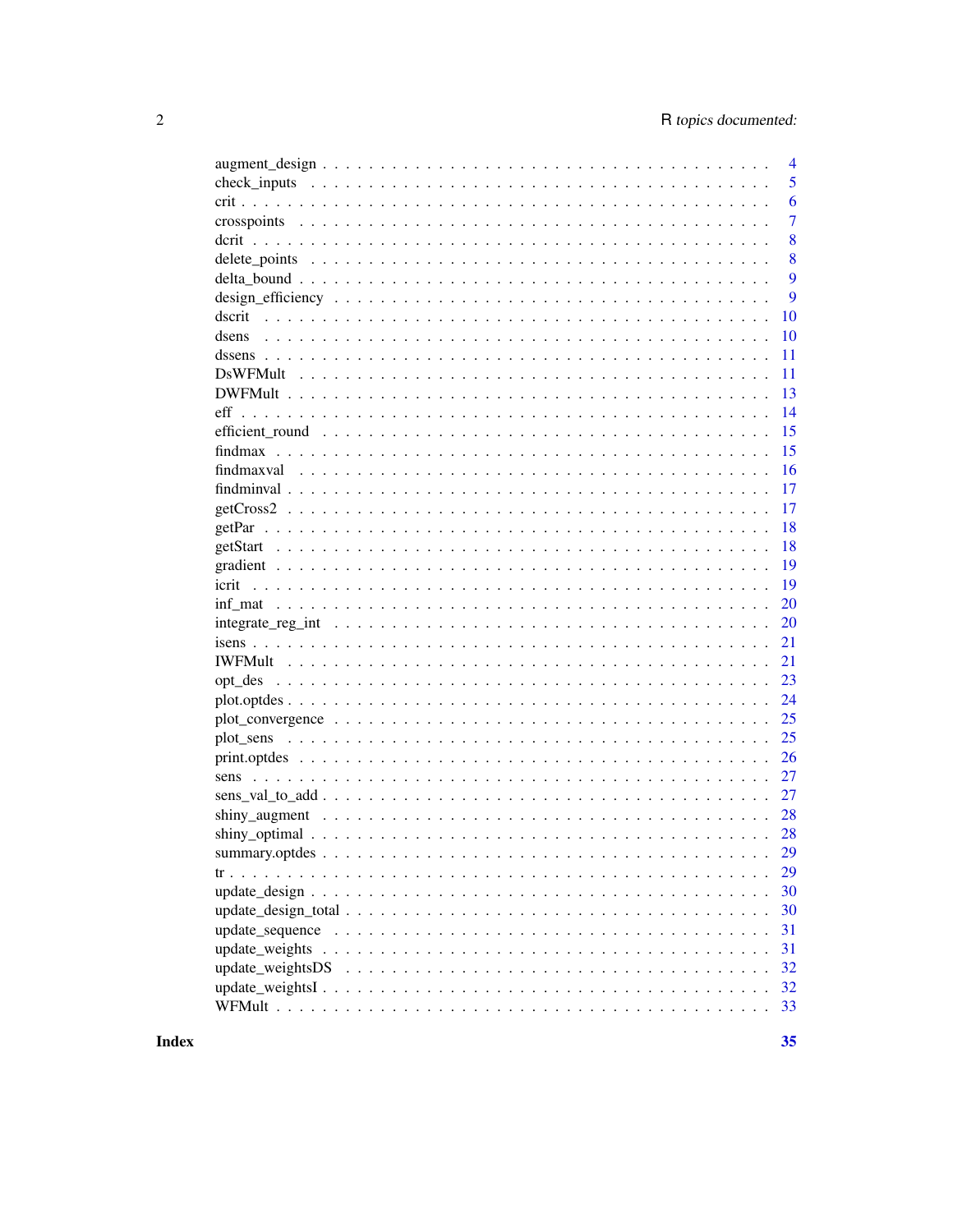| | |
|---|---|
| augment_design | 4 |
| check_inputs | 5 |
| crit | 6 |
| crosspoints | 7 |
| dcrit | 8 |
| delete_points | 8 |
| delta_bound | 9 |
| design_efficiency | 9 |
| dscrit | 10 |
| dsens | 10 |
| dssens | 11 |
| DsWFMult | 11 |
| DWFMult | 13 |
| eff | 14 |
| efficient_round | 15 |
| findmax | 15 |
| findmaxval | 16 |
| findminval | 17 |
| getCross2 | 17 |
| getPar | 18 |
| getStart | 18 |
| gradient | 19 |
| icrit | 19 |
| inf_mat | 20 |
| integrate_reg_int | 20 |
| isens | 21 |
| IWFMult | 21 |
| opt_des | 23 |
| plot.optdes | 24 |
| plot_convergence | 25 |
| plot_sens | 25 |
| print.optdes | 26 |
| sens | 27 |
| sens_val_to_add | 27 |
| shiny_augment | 28 |
| shiny_optimal | 28 |
| summary.optdes | 29 |
| tr | 29 |
| update_design | 30 |
| update_design_total | 30 |
| update_sequence | 31 |
| update_weights | 31 |
| update_weightsDS | 32 |
| update_weightsI | 32 |
| WFMult | 33 |
| **Index** | **35** |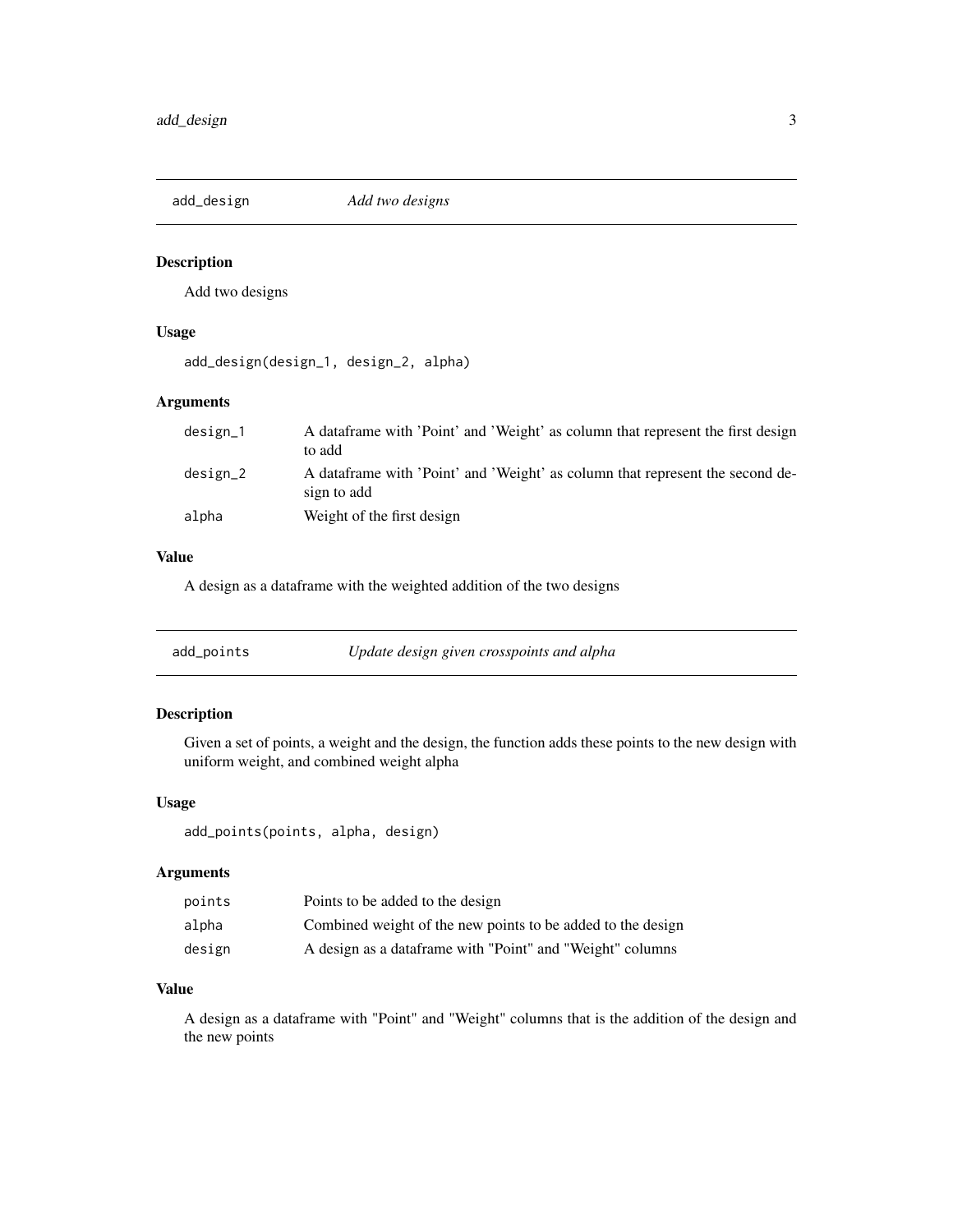## add_design *Add two designs*

### Description

Add two designs

### Usage

```
add_design(design_1, design_2, alpha)
```

### Arguments

| | |
|---|---|
| design_1 | A dataframe with 'Point' and 'Weight' as column that represent the first design to add |
| design_2 | A dataframe with 'Point' and 'Weight' as column that represent the second design to add |
| alpha | Weight of the first design |

### Value

A design as a dataframe with the weighted addition of the two designs

## add_points *Update design given crosspoints and alpha*

### Description

Given a set of points, a weight and the design, the function adds these points to the new design with uniform weight, and combined weight alpha

### Usage

```
add_points(points, alpha, design)
```

### Arguments

| | |
|---|---|
| points | Points to be added to the design |
| alpha | Combined weight of the new points to be added to the design |
| design | A design as a dataframe with "Point" and "Weight" columns |

### Value

A design as a dataframe with "Point" and "Weight" columns that is the addition of the design and the new points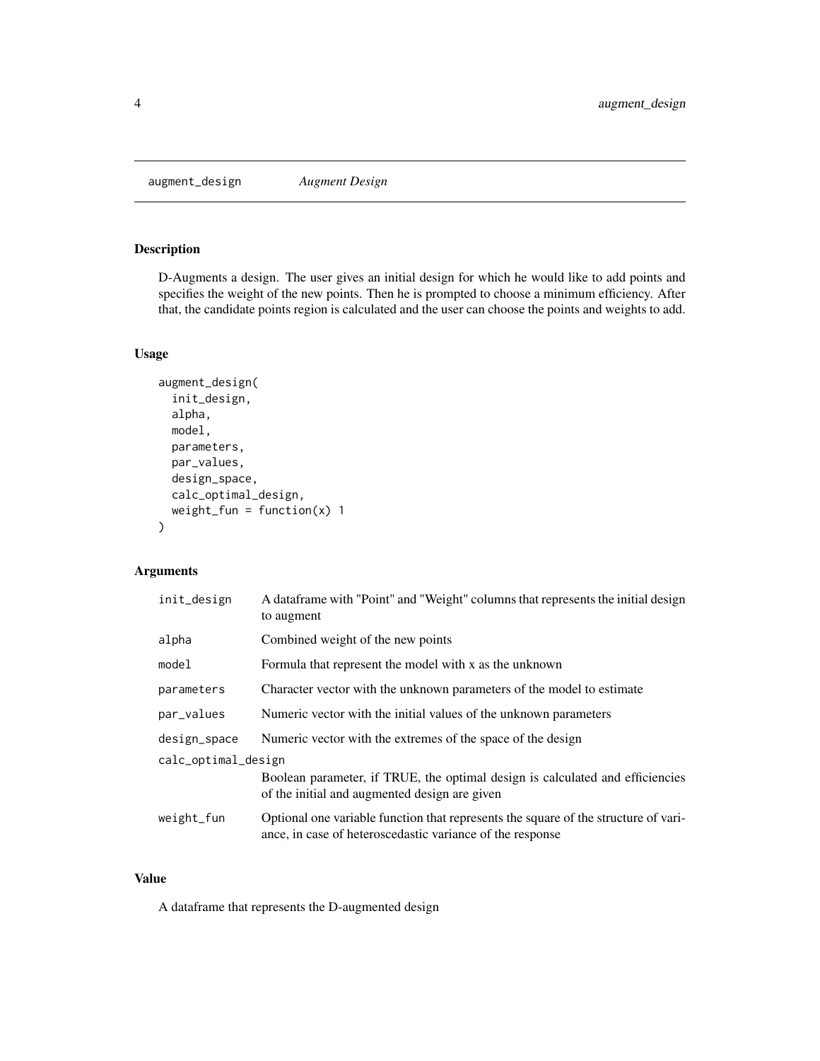augment_design *Augment Design*

## Description

D-Augments a design. The user gives an initial design for which he would like to add points and specifies the weight of the new points. Then he is prompted to choose a minimum efficiency. After that, the candidate points region is calculated and the user can choose the points and weights to add.

## Usage

```
augment_design(
  init_design,
  alpha,
  model,
  parameters,
  par_values,
  design_space,
  calc_optimal_design,
  weight_fun = function(x) 1
)
```

## Arguments

| | |
|---|---|
| init_design | A dataframe with "Point" and "Weight" columns that represents the initial design to augment |
| alpha | Combined weight of the new points |
| model | Formula that represent the model with x as the unknown |
| parameters | Character vector with the unknown parameters of the model to estimate |
| par_values | Numeric vector with the initial values of the unknown parameters |
| design_space | Numeric vector with the extremes of the space of the design |
| calc_optimal_design | Boolean parameter, if TRUE, the optimal design is calculated and efficiencies of the initial and augmented design are given |
| weight_fun | Optional one variable function that represents the square of the structure of variance, in case of heteroscedastic variance of the response |

## Value

A dataframe that represents the D-augmented design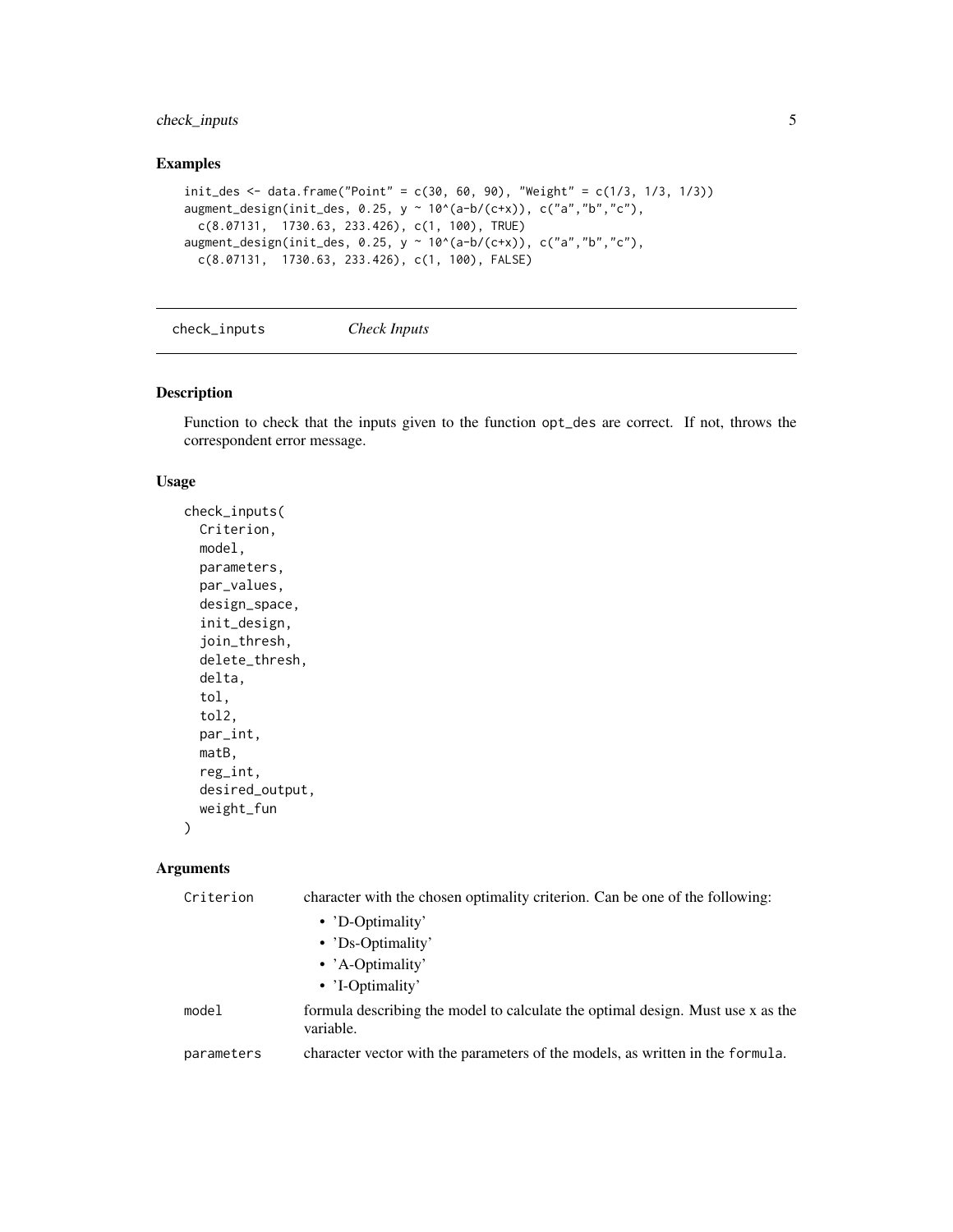### Examples

```
init_des <- data.frame("Point" = c(30, 60, 90), "Weight" = c(1/3, 1/3, 1/3))
augment_design(init_des, 0.25, y ~ 10^(a-b/(c+x)), c("a","b","c"),
  c(8.07131,  1730.63, 233.426), c(1, 100), TRUE)
augment_design(init_des, 0.25, y ~ 10^(a-b/(c+x)), c("a","b","c"),
  c(8.07131,  1730.63, 233.426), c(1, 100), FALSE)
```

## check_inputs — *Check Inputs*

### Description

Function to check that the inputs given to the function opt_des are correct. If not, throws the correspondent error message.

### Usage

```
check_inputs(
  Criterion,
  model,
  parameters,
  par_values,
  design_space,
  init_design,
  join_thresh,
  delete_thresh,
  delta,
  tol,
  tol2,
  par_int,
  matB,
  reg_int,
  desired_output,
  weight_fun
)
```

### Arguments

| | |
|---|---|
| Criterion | character with the chosen optimality criterion. Can be one of the following: <br>• 'D-Optimality' <br>• 'Ds-Optimality' <br>• 'A-Optimality' <br>• 'I-Optimality' |
| model | formula describing the model to calculate the optimal design. Must use x as the variable. |
| parameters | character vector with the parameters of the models, as written in the formula. |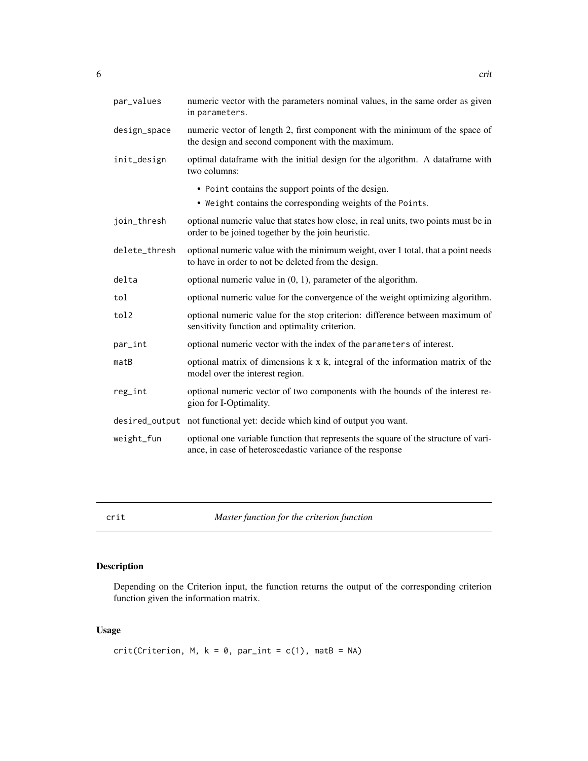| | |
|---|---|
| par_values | numeric vector with the parameters nominal values, in the same order as given in parameters. |
| design_space | numeric vector of length 2, first component with the minimum of the space of the design and second component with the maximum. |
| init_design | optimal dataframe with the initial design for the algorithm. A dataframe with two columns: • Point contains the support points of the design. • Weight contains the corresponding weights of the Points. |
| join_thresh | optional numeric value that states how close, in real units, two points must be in order to be joined together by the join heuristic. |
| delete_thresh | optional numeric value with the minimum weight, over 1 total, that a point needs to have in order to not be deleted from the design. |
| delta | optional numeric value in (0, 1), parameter of the algorithm. |
| tol | optional numeric value for the convergence of the weight optimizing algorithm. |
| tol2 | optional numeric value for the stop criterion: difference between maximum of sensitivity function and optimality criterion. |
| par_int | optional numeric vector with the index of the parameters of interest. |
| matB | optional matrix of dimensions k x k, integral of the information matrix of the model over the interest region. |
| reg_int | optional numeric vector of two components with the bounds of the interest region for I-Optimality. |
| desired_output | not functional yet: decide which kind of output you want. |
| weight_fun | optional one variable function that represents the square of the structure of variance, in case of heteroscedastic variance of the response |

## crit — *Master function for the criterion function*

### Description

Depending on the Criterion input, the function returns the output of the corresponding criterion function given the information matrix.

### Usage

```
crit(Criterion, M, k = 0, par_int = c(1), matB = NA)
```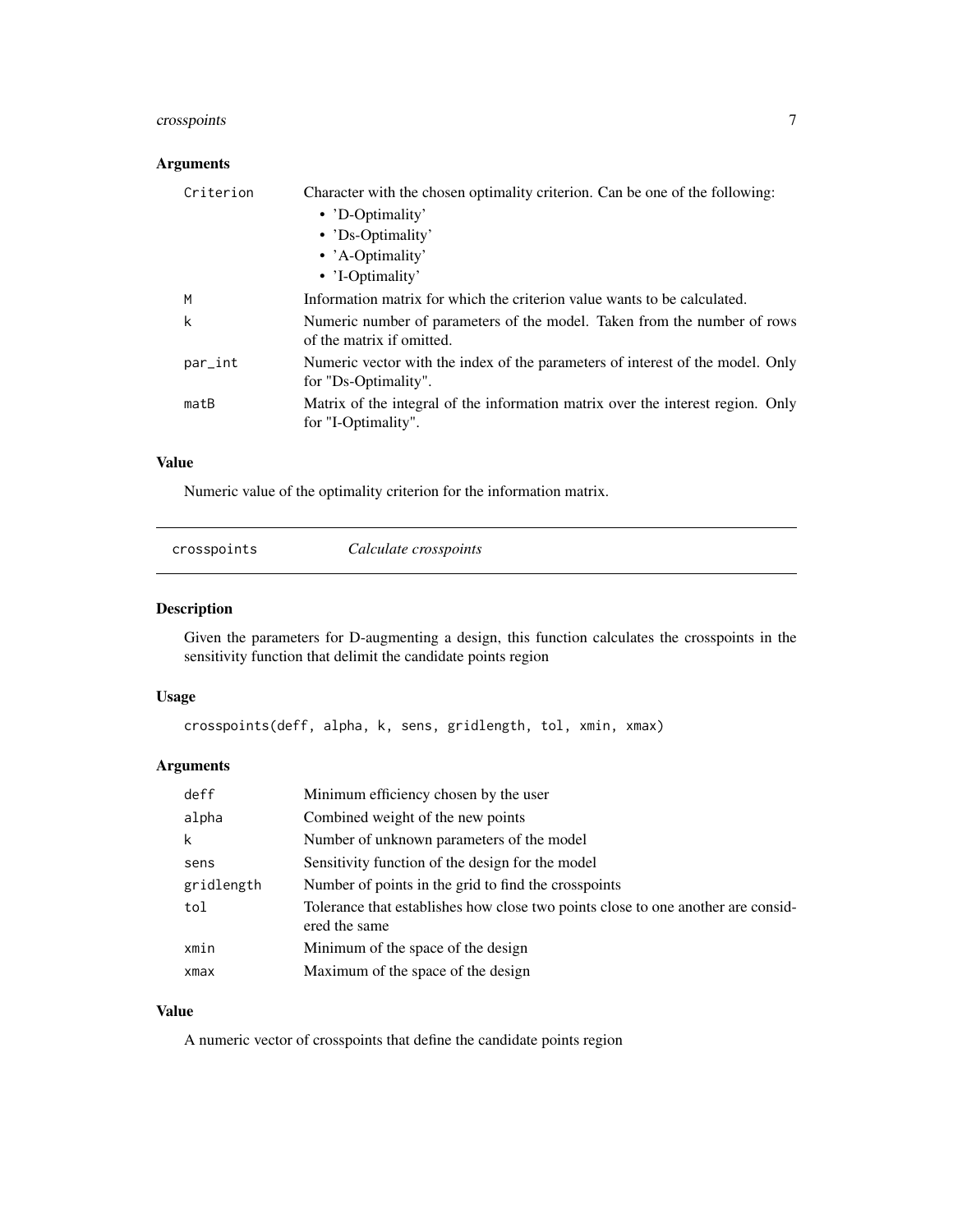## Arguments

| | |
|---|---|
| Criterion | Character with the chosen optimality criterion. Can be one of the following: • 'D-Optimality' • 'Ds-Optimality' • 'A-Optimality' • 'I-Optimality' |
| M | Information matrix for which the criterion value wants to be calculated. |
| k | Numeric number of parameters of the model. Taken from the number of rows of the matrix if omitted. |
| par_int | Numeric vector with the index of the parameters of interest of the model. Only for "Ds-Optimality". |
| matB | Matrix of the integral of the information matrix over the interest region. Only for "I-Optimality". |

## Value

Numeric value of the optimality criterion for the information matrix.

---

# crosspoints *Calculate crosspoints*

## Description

Given the parameters for D-augmenting a design, this function calculates the crosspoints in the sensitivity function that delimit the candidate points region

## Usage

```
crosspoints(deff, alpha, k, sens, gridlength, tol, xmin, xmax)
```

## Arguments

| | |
|---|---|
| deff | Minimum efficiency chosen by the user |
| alpha | Combined weight of the new points |
| k | Number of unknown parameters of the model |
| sens | Sensitivity function of the design for the model |
| gridlength | Number of points in the grid to find the crosspoints |
| tol | Tolerance that establishes how close two points close to one another are considered the same |
| xmin | Minimum of the space of the design |
| xmax | Maximum of the space of the design |

## Value

A numeric vector of crosspoints that define the candidate points region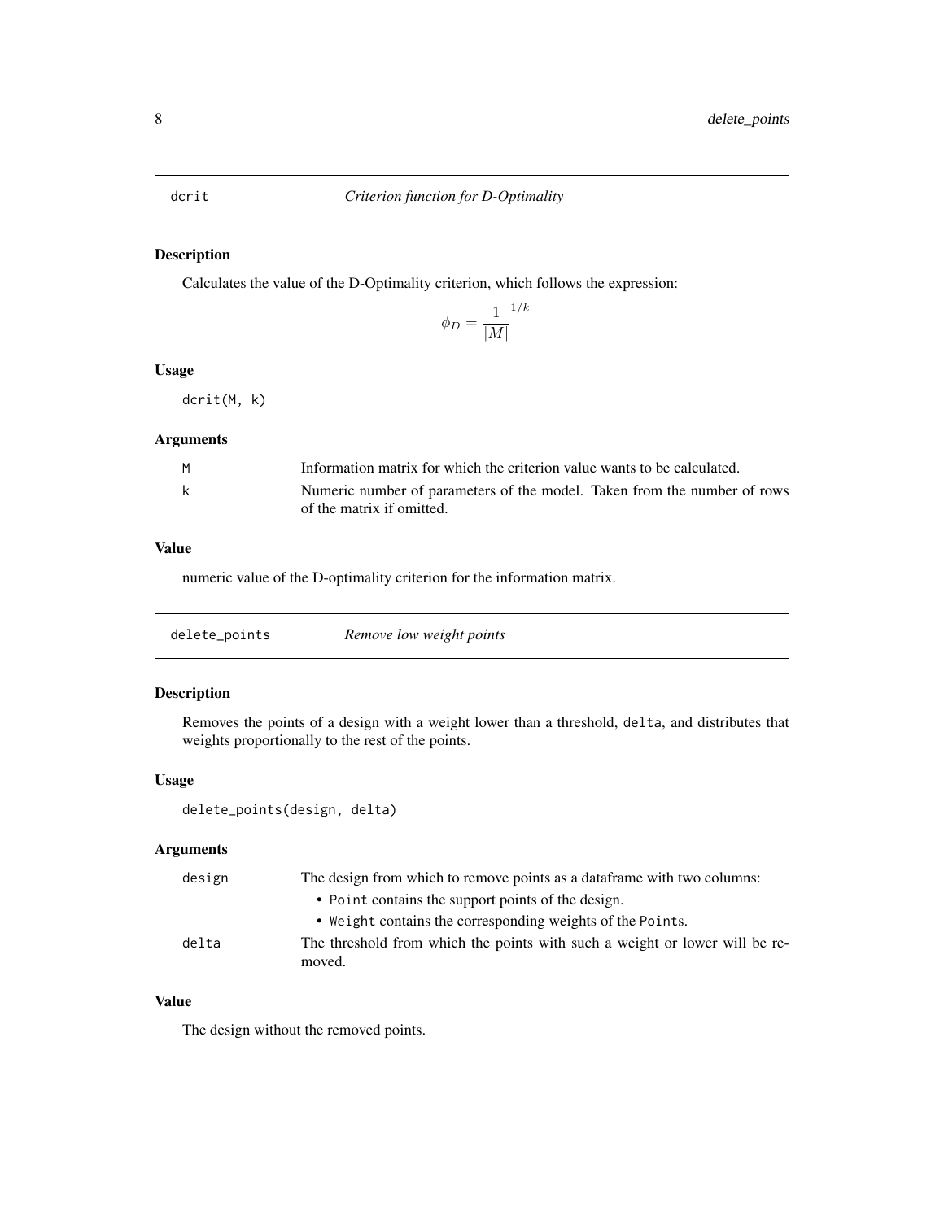## dcrit — *Criterion function for D-Optimality*

### Description

Calculates the value of the D-Optimality criterion, which follows the expression:

$$\phi_D = \frac{1}{|M|}^{1/k}$$

### Usage

```
dcrit(M, k)
```

### Arguments

| | |
|---|---|
| M | Information matrix for which the criterion value wants to be calculated. |
| k | Numeric number of parameters of the model. Taken from the number of rows of the matrix if omitted. |

### Value

numeric value of the D-optimality criterion for the information matrix.

## delete_points — *Remove low weight points*

### Description

Removes the points of a design with a weight lower than a threshold, `delta`, and distributes that weights proportionally to the rest of the points.

### Usage

```
delete_points(design, delta)
```

### Arguments

| | |
|---|---|
| design | The design from which to remove points as a dataframe with two columns:<br>• `Point` contains the support points of the design.<br>• `Weight` contains the corresponding weights of the `Points`. |
| delta | The threshold from which the points with such a weight or lower will be removed. |

### Value

The design without the removed points.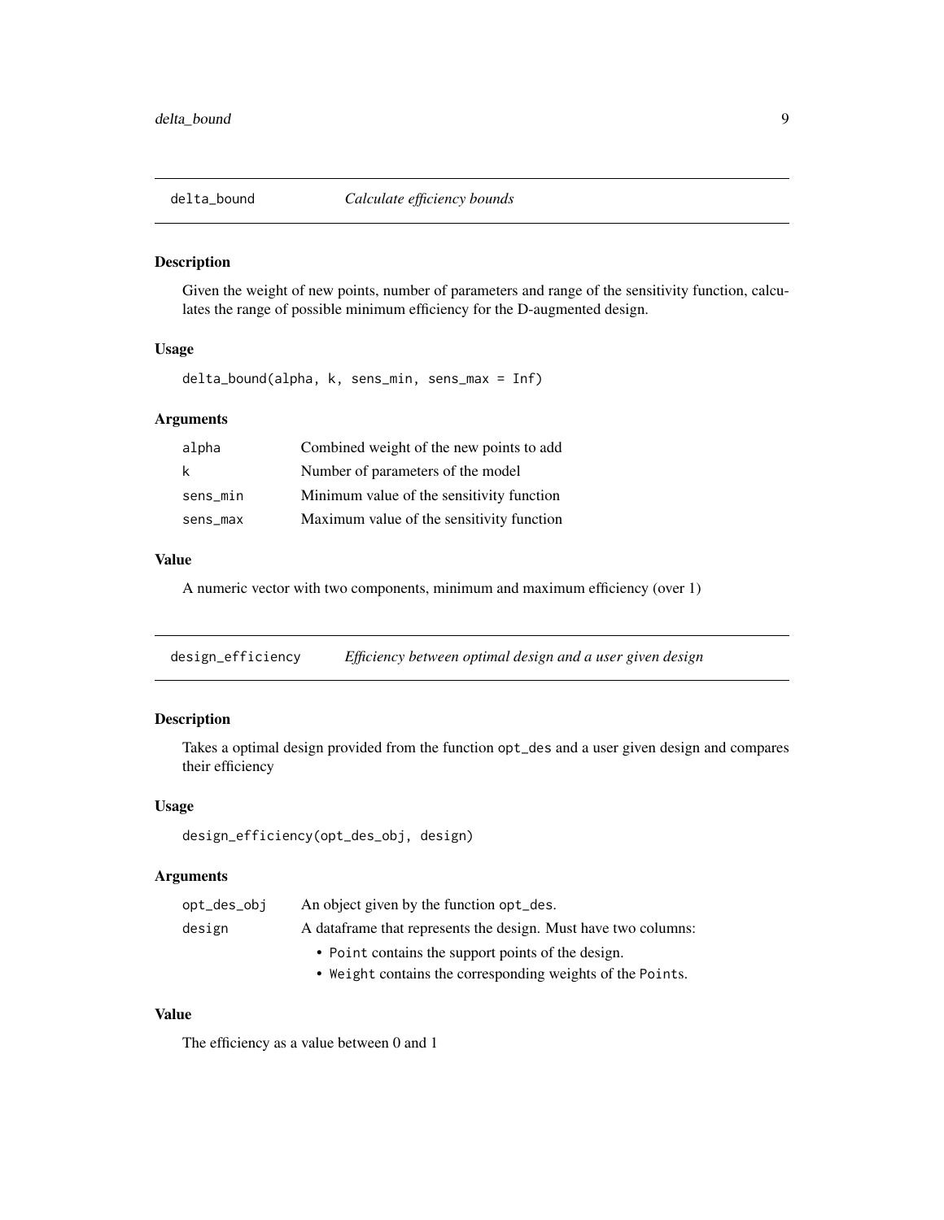## delta_bound *Calculate efficiency bounds*

### Description

Given the weight of new points, number of parameters and range of the sensitivity function, calculates the range of possible minimum efficiency for the D-augmented design.

### Usage

```
delta_bound(alpha, k, sens_min, sens_max = Inf)
```

### Arguments

| | |
|---|---|
| alpha | Combined weight of the new points to add |
| k | Number of parameters of the model |
| sens_min | Minimum value of the sensitivity function |
| sens_max | Maximum value of the sensitivity function |

### Value

A numeric vector with two components, minimum and maximum efficiency (over 1)

## design_efficiency *Efficiency between optimal design and a user given design*

### Description

Takes a optimal design provided from the function opt_des and a user given design and compares their efficiency

### Usage

```
design_efficiency(opt_des_obj, design)
```

### Arguments

opt_des_obj — An object given by the function opt_des.

design — A dataframe that represents the design. Must have two columns:

- Point contains the support points of the design.
- Weight contains the corresponding weights of the Points.

### Value

The efficiency as a value between 0 and 1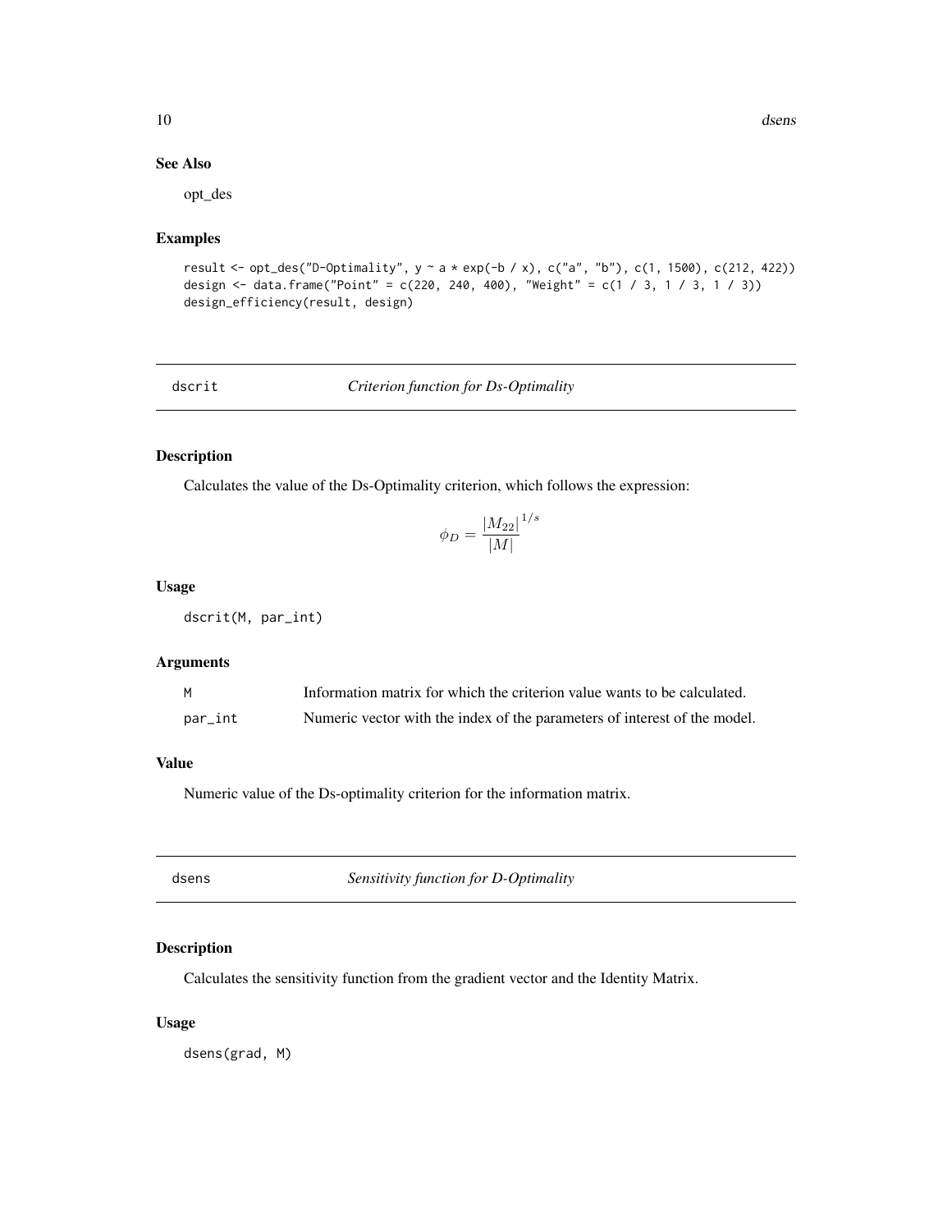## See Also

opt_des

## Examples

```
result <- opt_des("D-Optimality", y ~ a * exp(-b / x), c("a", "b"), c(1, 1500), c(212, 422))
design <- data.frame("Point" = c(220, 240, 400), "Weight" = c(1 / 3, 1 / 3, 1 / 3))
design_efficiency(result, design)
```

---

# dscrit — *Criterion function for Ds-Optimality*

## Description

Calculates the value of the Ds-Optimality criterion, which follows the expression:

$$\phi_D = \frac{|M_{22}|}{|M|}^{1/s}$$

## Usage

```
dscrit(M, par_int)
```

## Arguments

| | |
|---|---|
| M | Information matrix for which the criterion value wants to be calculated. |
| par_int | Numeric vector with the index of the parameters of interest of the model. |

## Value

Numeric value of the Ds-optimality criterion for the information matrix.

---

# dsens — *Sensitivity function for D-Optimality*

## Description

Calculates the sensitivity function from the gradient vector and the Identity Matrix.

## Usage

```
dsens(grad, M)
```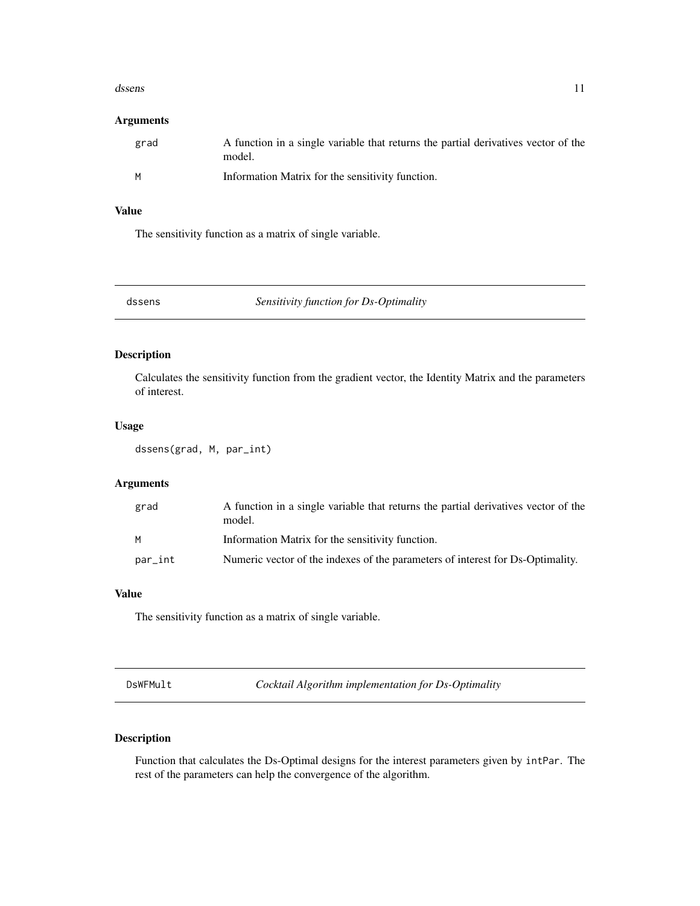### Arguments

| | |
|---|---|
| grad | A function in a single variable that returns the partial derivatives vector of the model. |
| M | Information Matrix for the sensitivity function. |

### Value

The sensitivity function as a matrix of single variable.

---

## dssens — *Sensitivity function for Ds-Optimality*

### Description

Calculates the sensitivity function from the gradient vector, the Identity Matrix and the parameters of interest.

### Usage

```
dssens(grad, M, par_int)
```

### Arguments

| | |
|---|---|
| grad | A function in a single variable that returns the partial derivatives vector of the model. |
| M | Information Matrix for the sensitivity function. |
| par_int | Numeric vector of the indexes of the parameters of interest for Ds-Optimality. |

### Value

The sensitivity function as a matrix of single variable.

---

## DsWFMult — *Cocktail Algorithm implementation for Ds-Optimality*

### Description

Function that calculates the Ds-Optimal designs for the interest parameters given by `intPar`. The rest of the parameters can help the convergence of the algorithm.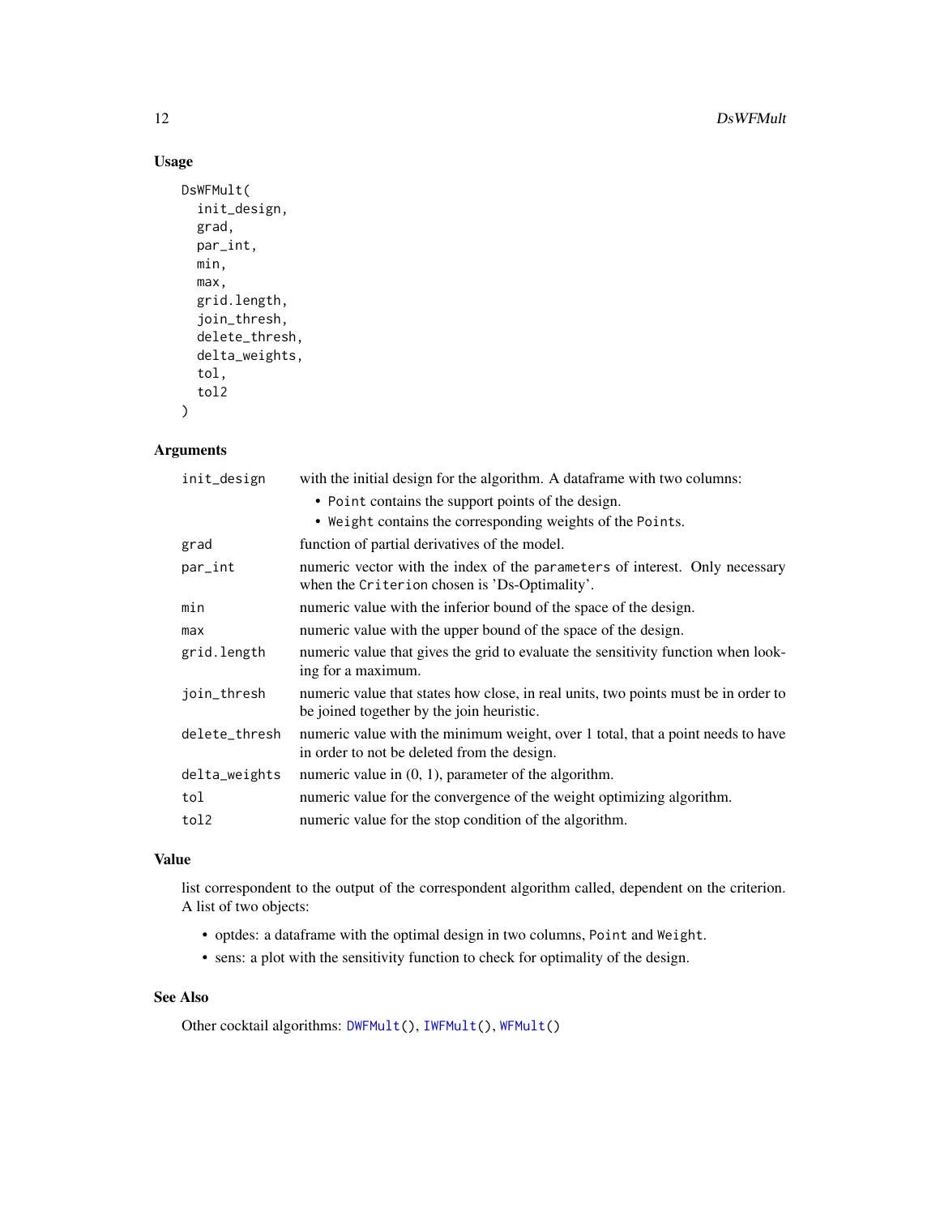## Usage

```
DsWFMult(
  init_design,
  grad,
  par_int,
  min,
  max,
  grid.length,
  join_thresh,
  delete_thresh,
  delta_weights,
  tol,
  tol2
)
```

## Arguments

| | |
|---|---|
| `init_design` | with the initial design for the algorithm. A dataframe with two columns: <br>• `Point` contains the support points of the design. <br>• `Weight` contains the corresponding weights of the `Point`s. |
| `grad` | function of partial derivatives of the model. |
| `par_int` | numeric vector with the index of the `parameters` of interest. Only necessary when the `Criterion` chosen is 'Ds-Optimality'. |
| `min` | numeric value with the inferior bound of the space of the design. |
| `max` | numeric value with the upper bound of the space of the design. |
| `grid.length` | numeric value that gives the grid to evaluate the sensitivity function when looking for a maximum. |
| `join_thresh` | numeric value that states how close, in real units, two points must be in order to be joined together by the join heuristic. |
| `delete_thresh` | numeric value with the minimum weight, over 1 total, that a point needs to have in order to not be deleted from the design. |
| `delta_weights` | numeric value in (0, 1), parameter of the algorithm. |
| `tol` | numeric value for the convergence of the weight optimizing algorithm. |
| `tol2` | numeric value for the stop condition of the algorithm. |

## Value

list correspondent to the output of the correspondent algorithm called, dependent on the criterion. A list of two objects:

- optdes: a dataframe with the optimal design in two columns, `Point` and `Weight`.
- sens: a plot with the sensitivity function to check for optimality of the design.

## See Also

Other cocktail algorithms: `DWFMult()`, `IWFMult()`, `WFMult()`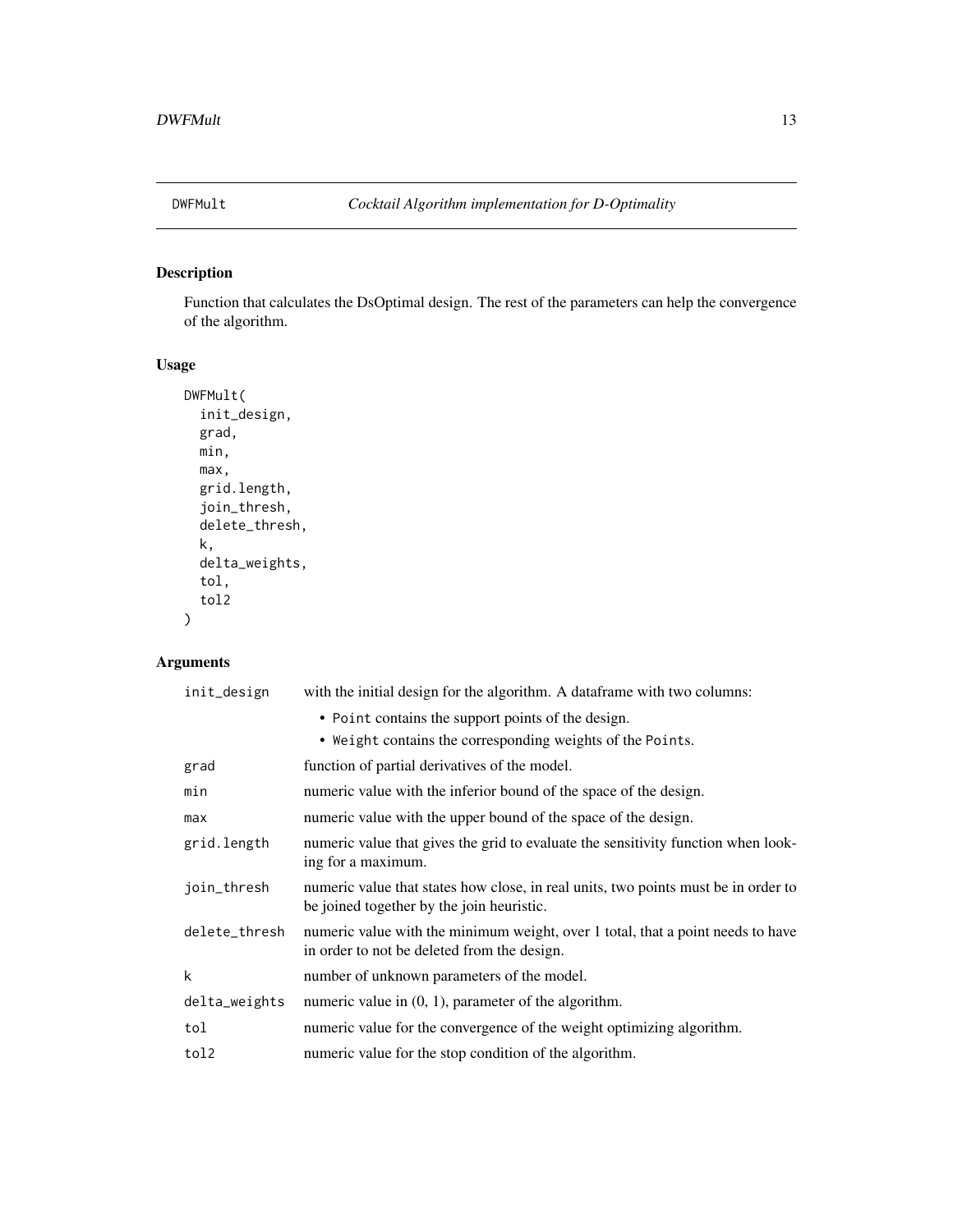# DWFMult — *Cocktail Algorithm implementation for D-Optimality*

## Description

Function that calculates the DsOptimal design. The rest of the parameters can help the convergence of the algorithm.

## Usage

```
DWFMult(
  init_design,
  grad,
  min,
  max,
  grid.length,
  join_thresh,
  delete_thresh,
  k,
  delta_weights,
  tol,
  tol2
)
```

## Arguments

| | |
|---|---|
| `init_design` | with the initial design for the algorithm. A dataframe with two columns:<br>• `Point` contains the support points of the design.<br>• `Weight` contains the corresponding weights of the `Point`s. |
| `grad` | function of partial derivatives of the model. |
| `min` | numeric value with the inferior bound of the space of the design. |
| `max` | numeric value with the upper bound of the space of the design. |
| `grid.length` | numeric value that gives the grid to evaluate the sensitivity function when looking for a maximum. |
| `join_thresh` | numeric value that states how close, in real units, two points must be in order to be joined together by the join heuristic. |
| `delete_thresh` | numeric value with the minimum weight, over 1 total, that a point needs to have in order to not be deleted from the design. |
| `k` | number of unknown parameters of the model. |
| `delta_weights` | numeric value in (0, 1), parameter of the algorithm. |
| `tol` | numeric value for the convergence of the weight optimizing algorithm. |
| `tol2` | numeric value for the stop condition of the algorithm. |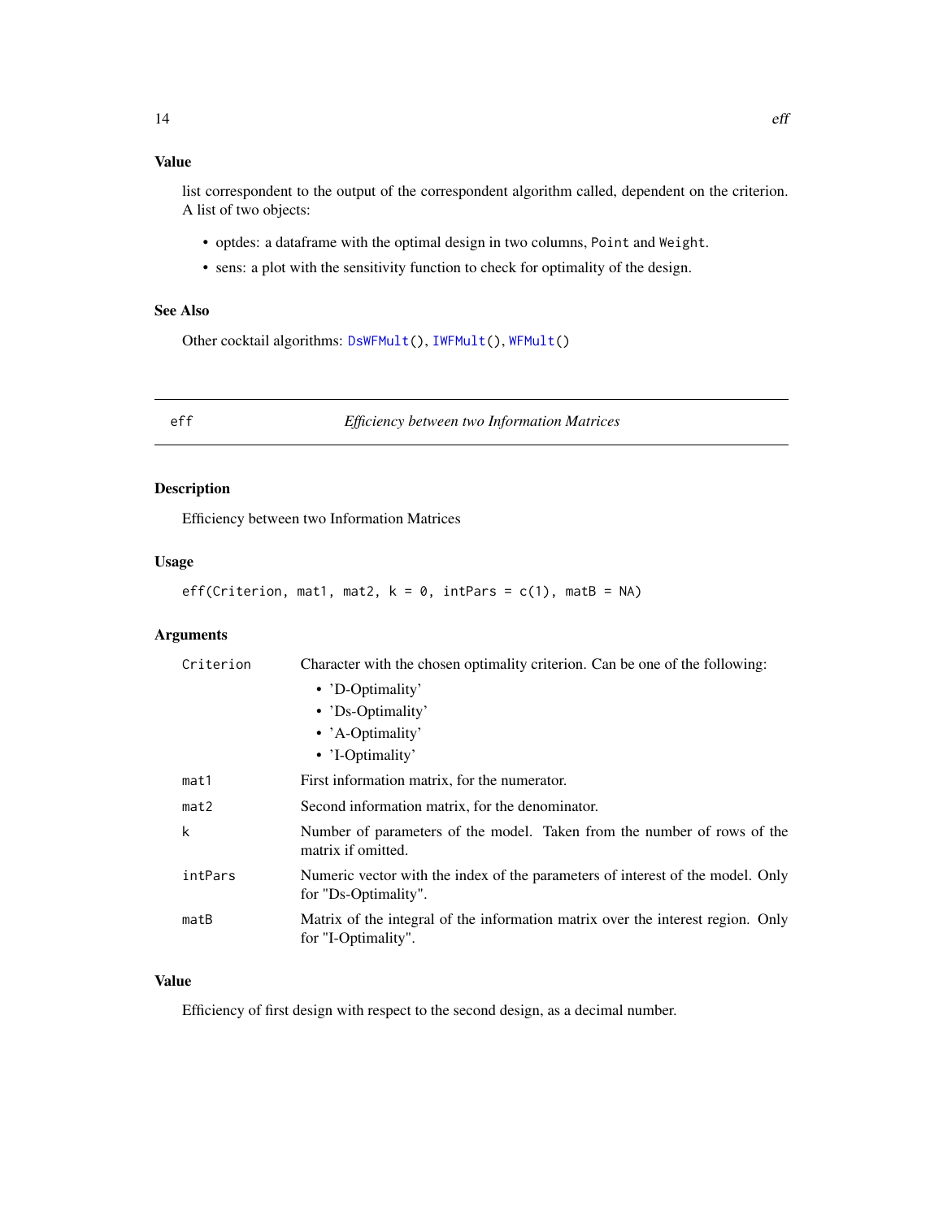## Value

list correspondent to the output of the correspondent algorithm called, dependent on the criterion. A list of two objects:

- optdes: a dataframe with the optimal design in two columns, `Point` and `Weight`.
- sens: a plot with the sensitivity function to check for optimality of the design.

## See Also

Other cocktail algorithms: `DsWFMult()`, `IWFMult()`, `WFMult()`

---

# eff — *Efficiency between two Information Matrices*

## Description

Efficiency between two Information Matrices

## Usage

```
eff(Criterion, mat1, mat2, k = 0, intPars = c(1), matB = NA)
```

## Arguments

| | |
|---|---|
| Criterion | Character with the chosen optimality criterion. Can be one of the following: <br>• 'D-Optimality' <br>• 'Ds-Optimality' <br>• 'A-Optimality' <br>• 'I-Optimality' |
| mat1 | First information matrix, for the numerator. |
| mat2 | Second information matrix, for the denominator. |
| k | Number of parameters of the model. Taken from the number of rows of the matrix if omitted. |
| intPars | Numeric vector with the index of the parameters of interest of the model. Only for "Ds-Optimality". |
| matB | Matrix of the integral of the information matrix over the interest region. Only for "I-Optimality". |

## Value

Efficiency of first design with respect to the second design, as a decimal number.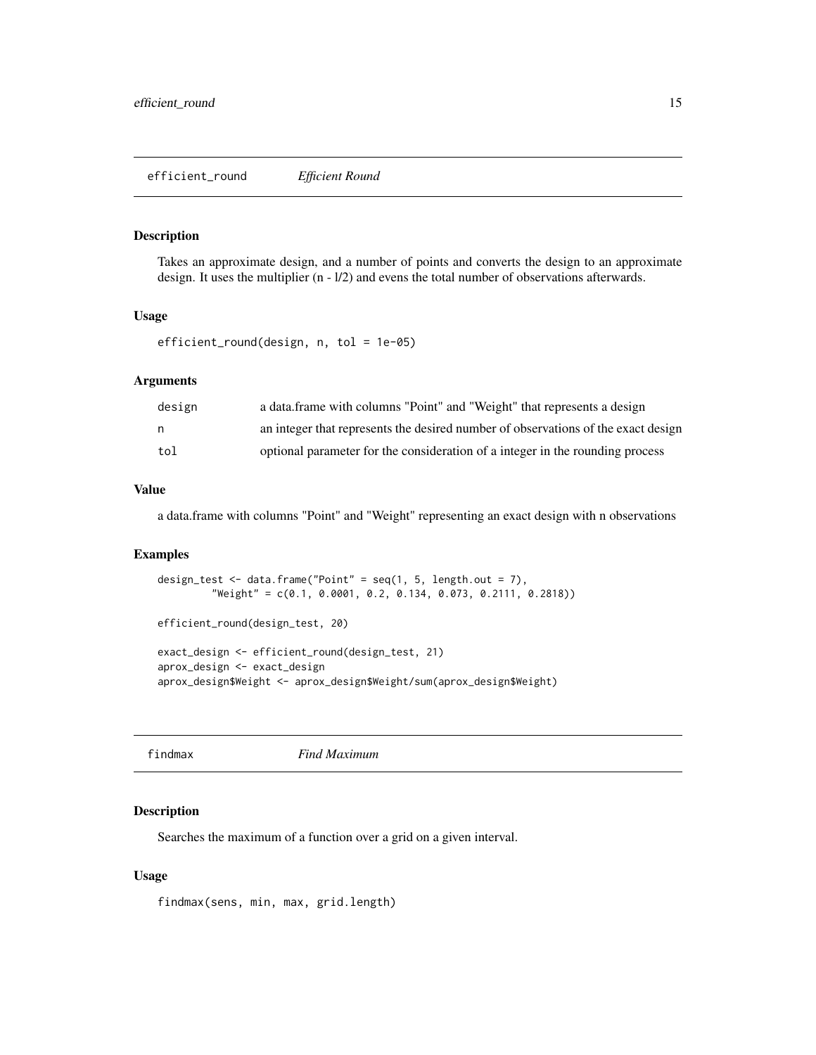## efficient_round *Efficient Round*

### Description

Takes an approximate design, and a number of points and converts the design to an approximate design. It uses the multiplier (n - l/2) and evens the total number of observations afterwards.

### Usage

```
efficient_round(design, n, tol = 1e-05)
```

### Arguments

| | |
|---|---|
| design | a data.frame with columns "Point" and "Weight" that represents a design |
| n | an integer that represents the desired number of observations of the exact design |
| tol | optional parameter for the consideration of a integer in the rounding process |

### Value

a data.frame with columns "Point" and "Weight" representing an exact design with n observations

### Examples

```
design_test <- data.frame("Point" = seq(1, 5, length.out = 7),
        "Weight" = c(0.1, 0.0001, 0.2, 0.134, 0.073, 0.2111, 0.2818))

efficient_round(design_test, 20)

exact_design <- efficient_round(design_test, 21)
aprox_design <- exact_design
aprox_design$Weight <- aprox_design$Weight/sum(aprox_design$Weight)
```

## findmax *Find Maximum*

### Description

Searches the maximum of a function over a grid on a given interval.

### Usage

```
findmax(sens, min, max, grid.length)
```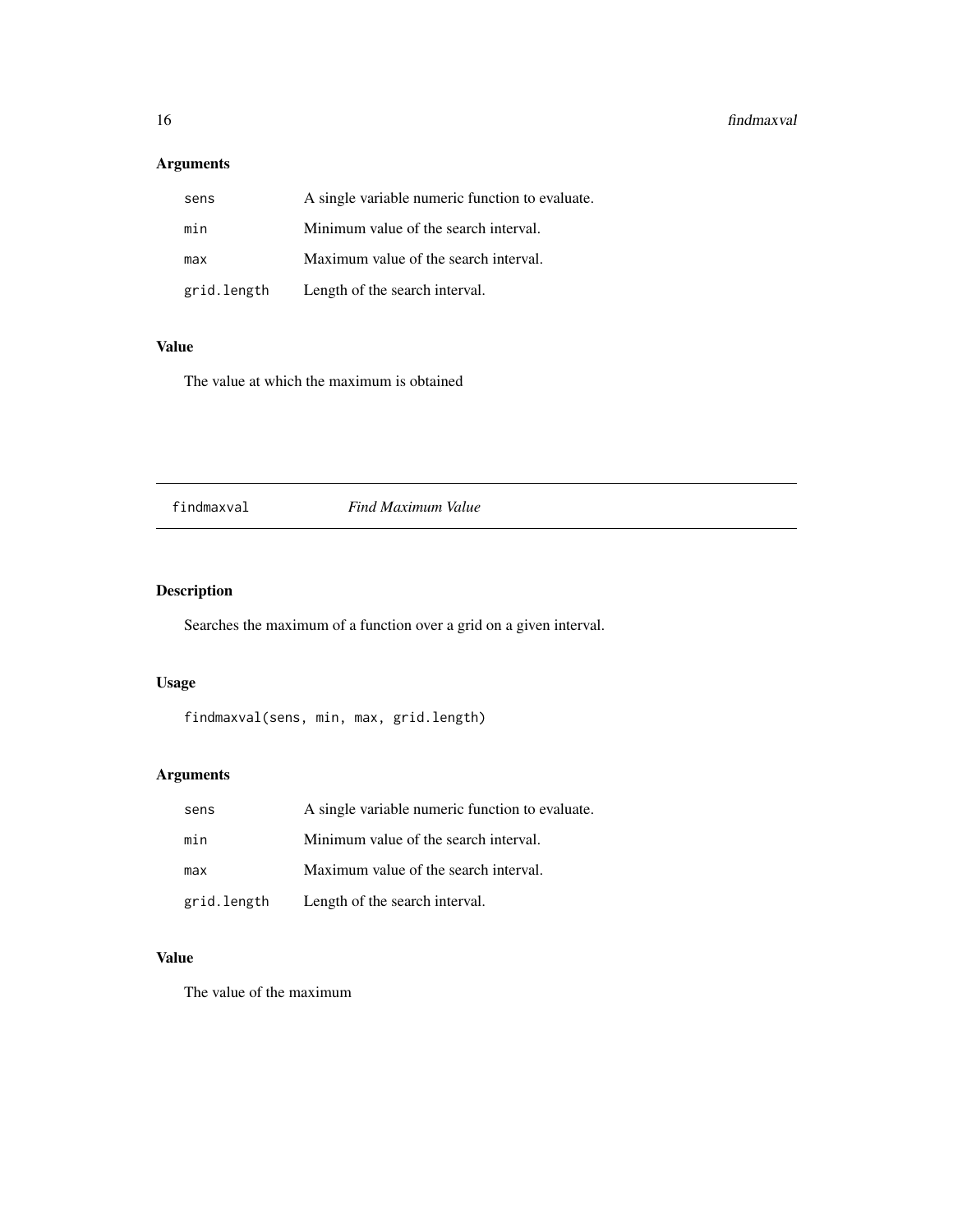### Arguments

| | |
|---|---|
| `sens` | A single variable numeric function to evaluate. |
| `min` | Minimum value of the search interval. |
| `max` | Maximum value of the search interval. |
| `grid.length` | Length of the search interval. |

### Value

The value at which the maximum is obtained

---

## `findmaxval` *Find Maximum Value*

---

### Description

Searches the maximum of a function over a grid on a given interval.

### Usage

```
findmaxval(sens, min, max, grid.length)
```

### Arguments

| | |
|---|---|
| `sens` | A single variable numeric function to evaluate. |
| `min` | Minimum value of the search interval. |
| `max` | Maximum value of the search interval. |
| `grid.length` | Length of the search interval. |

### Value

The value of the maximum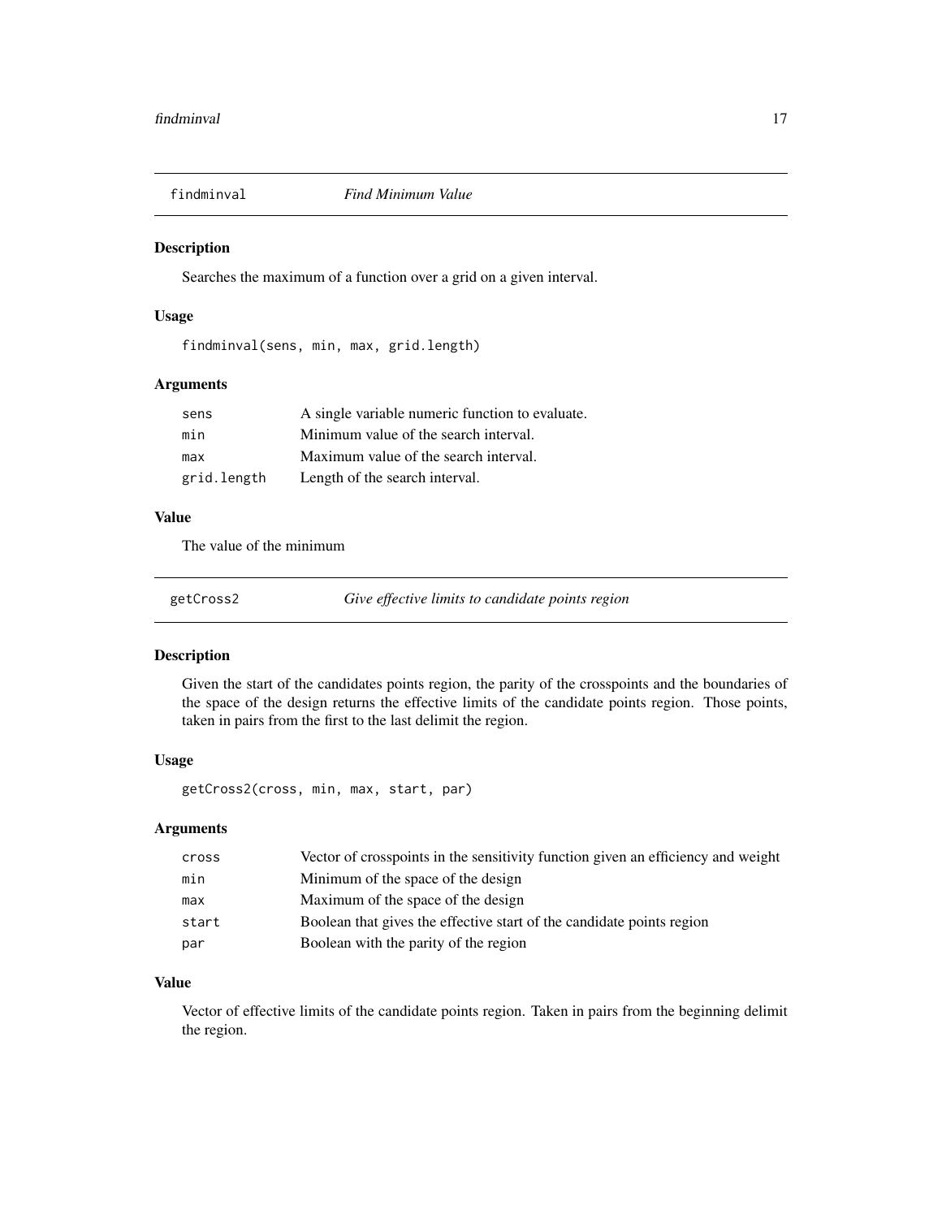## findminval *Find Minimum Value*

### Description

Searches the maximum of a function over a grid on a given interval.

### Usage

```
findminval(sens, min, max, grid.length)
```

### Arguments

| | |
|---|---|
| sens | A single variable numeric function to evaluate. |
| min | Minimum value of the search interval. |
| max | Maximum value of the search interval. |
| grid.length | Length of the search interval. |

### Value

The value of the minimum

## getCross2 *Give effective limits to candidate points region*

### Description

Given the start of the candidates points region, the parity of the crosspoints and the boundaries of the space of the design returns the effective limits of the candidate points region. Those points, taken in pairs from the first to the last delimit the region.

### Usage

```
getCross2(cross, min, max, start, par)
```

### Arguments

| | |
|---|---|
| cross | Vector of crosspoints in the sensitivity function given an efficiency and weight |
| min | Minimum of the space of the design |
| max | Maximum of the space of the design |
| start | Boolean that gives the effective start of the candidate points region |
| par | Boolean with the parity of the region |

### Value

Vector of effective limits of the candidate points region. Taken in pairs from the beginning delimit the region.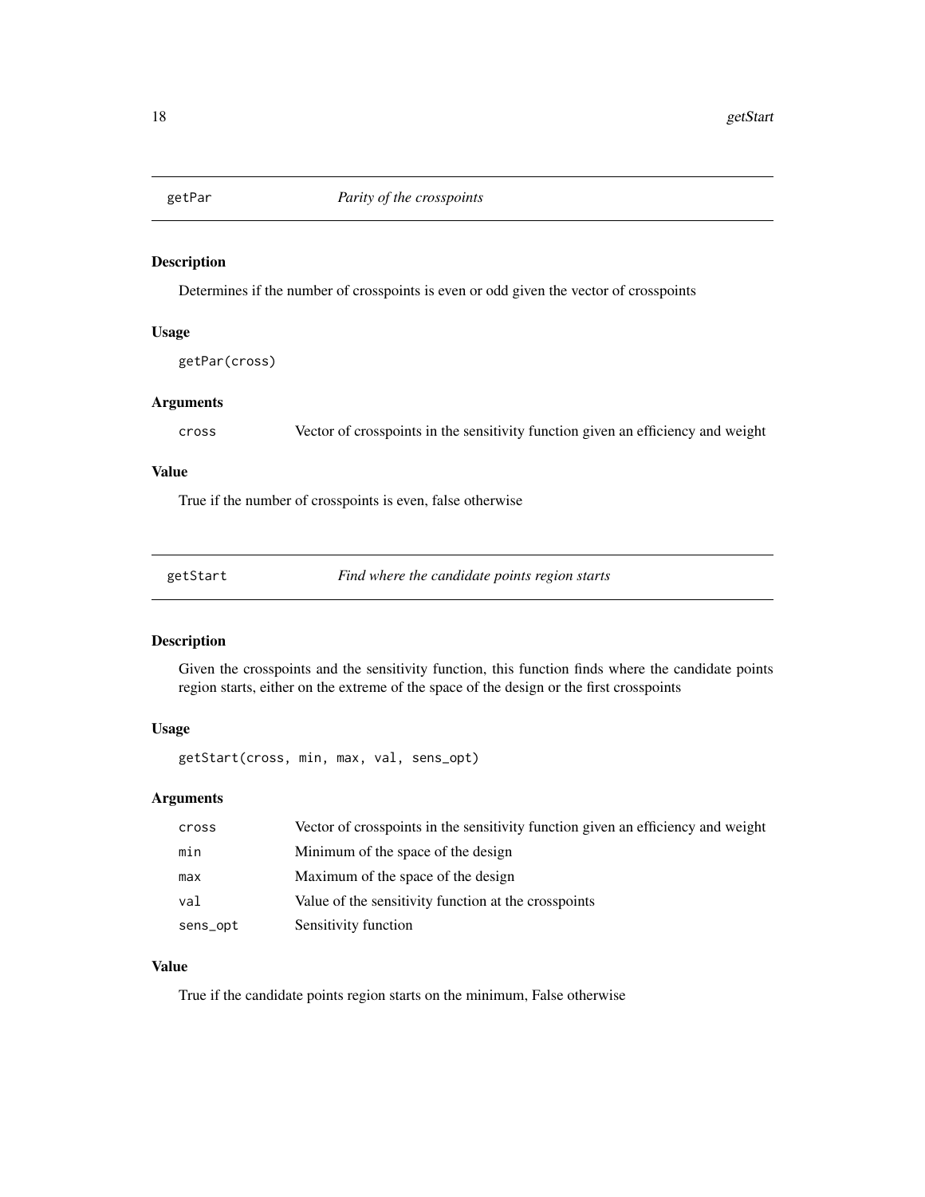## getPar *Parity of the crosspoints*

### Description

Determines if the number of crosspoints is even or odd given the vector of crosspoints

### Usage

```
getPar(cross)
```

### Arguments

| | |
|---|---|
| cross | Vector of crosspoints in the sensitivity function given an efficiency and weight |

### Value

True if the number of crosspoints is even, false otherwise

## getStart *Find where the candidate points region starts*

### Description

Given the crosspoints and the sensitivity function, this function finds where the candidate points region starts, either on the extreme of the space of the design or the first crosspoints

### Usage

```
getStart(cross, min, max, val, sens_opt)
```

### Arguments

| | |
|---|---|
| cross | Vector of crosspoints in the sensitivity function given an efficiency and weight |
| min | Minimum of the space of the design |
| max | Maximum of the space of the design |
| val | Value of the sensitivity function at the crosspoints |
| sens_opt | Sensitivity function |

### Value

True if the candidate points region starts on the minimum, False otherwise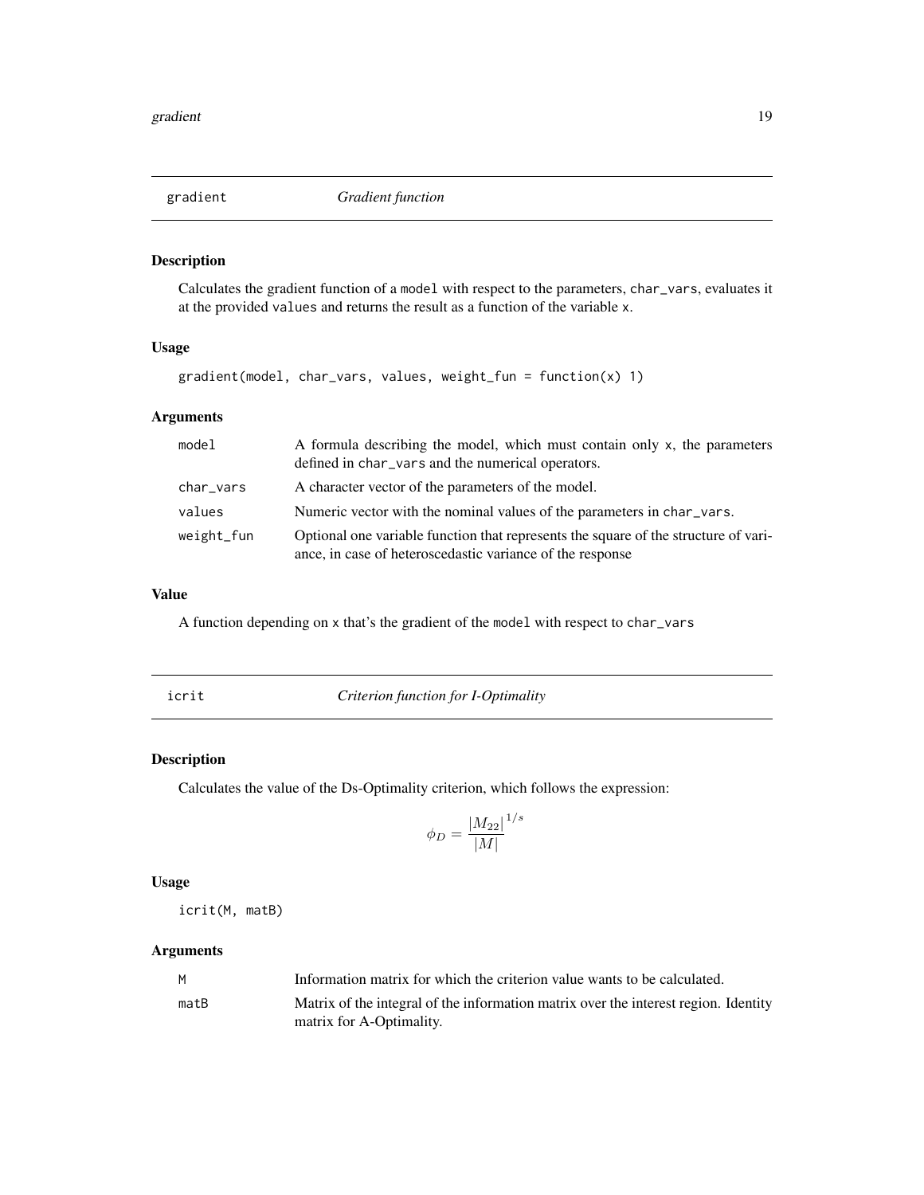## gradient    *Gradient function*

### Description

Calculates the gradient function of a `model` with respect to the parameters, `char_vars`, evaluates it at the provided `values` and returns the result as a function of the variable `x`.

### Usage

```
gradient(model, char_vars, values, weight_fun = function(x) 1)
```

### Arguments

| | |
|---|---|
| `model` | A formula describing the model, which must contain only `x`, the parameters defined in `char_vars` and the numerical operators. |
| `char_vars` | A character vector of the parameters of the model. |
| `values` | Numeric vector with the nominal values of the parameters in `char_vars`. |
| `weight_fun` | Optional one variable function that represents the square of the structure of variance, in case of heteroscedastic variance of the response |

### Value

A function depending on `x` that's the gradient of the `model` with respect to `char_vars`

## icrit    *Criterion function for I-Optimality*

### Description

Calculates the value of the Ds-Optimality criterion, which follows the expression:

$$\phi_D = \frac{|M_{22}|}{|M|}^{1/s}$$

### Usage

```
icrit(M, matB)
```

### Arguments

| | |
|---|---|
| `M` | Information matrix for which the criterion value wants to be calculated. |
| `matB` | Matrix of the integral of the information matrix over the interest region. Identity matrix for A-Optimality. |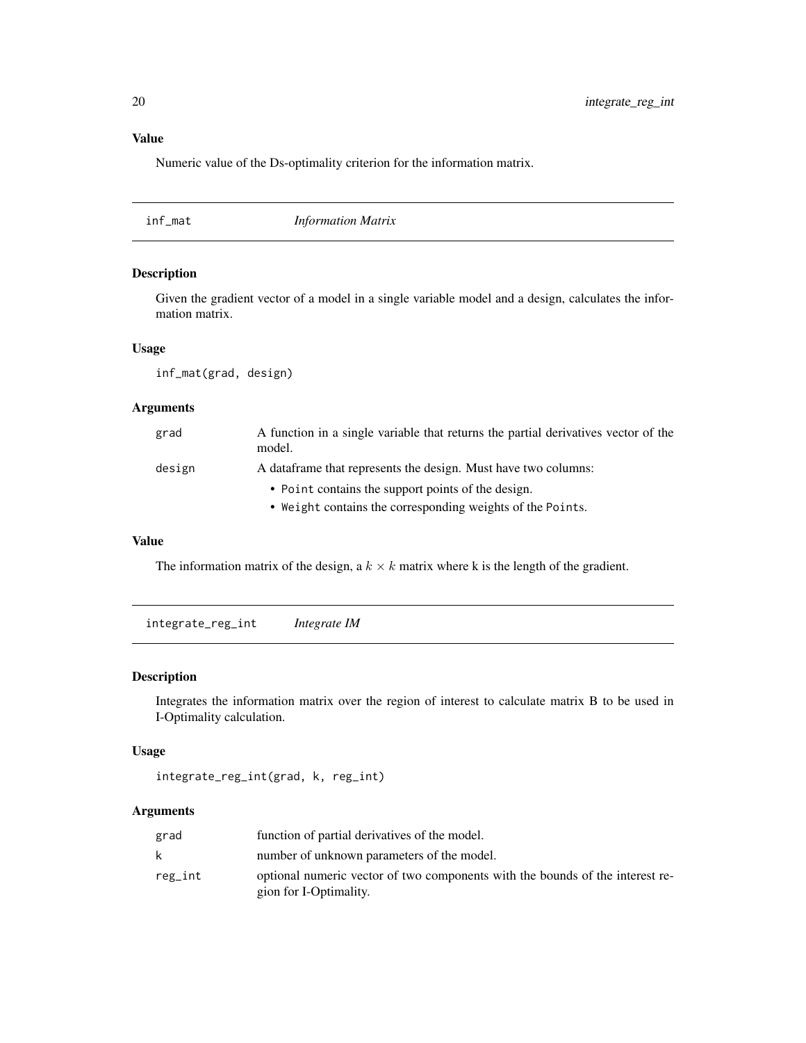### Value

Numeric value of the Ds-optimality criterion for the information matrix.

---

## inf_mat *Information Matrix*

### Description

Given the gradient vector of a model in a single variable model and a design, calculates the information matrix.

### Usage

```
inf_mat(grad, design)
```

### Arguments

| | |
|---|---|
| grad | A function in a single variable that returns the partial derivatives vector of the model. |
| design | A dataframe that represents the design. Must have two columns:<br>• `Point` contains the support points of the design.<br>• `Weight` contains the corresponding weights of the `Points`. |

### Value

The information matrix of the design, a $k \times k$ matrix where k is the length of the gradient.

---

## integrate_reg_int *Integrate IM*

### Description

Integrates the information matrix over the region of interest to calculate matrix B to be used in I-Optimality calculation.

### Usage

```
integrate_reg_int(grad, k, reg_int)
```

### Arguments

| | |
|---|---|
| grad | function of partial derivatives of the model. |
| k | number of unknown parameters of the model. |
| reg_int | optional numeric vector of two components with the bounds of the interest region for I-Optimality. |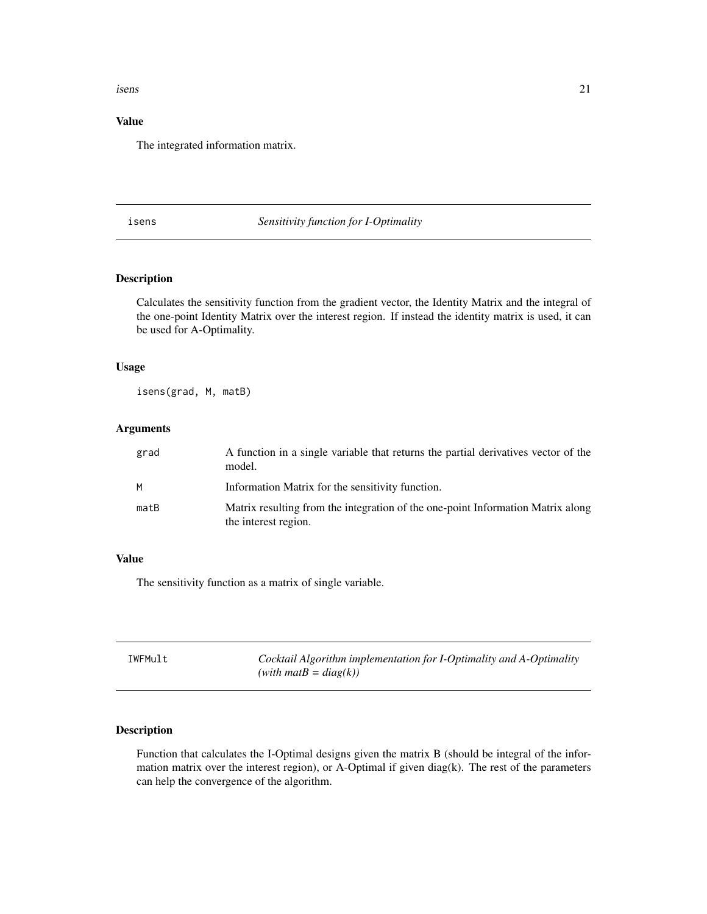### Value

The integrated information matrix.

---

## isens — *Sensitivity function for I-Optimality*

### Description

Calculates the sensitivity function from the gradient vector, the Identity Matrix and the integral of the one-point Identity Matrix over the interest region. If instead the identity matrix is used, it can be used for A-Optimality.

### Usage

```
isens(grad, M, matB)
```

### Arguments

| | |
|---|---|
| `grad` | A function in a single variable that returns the partial derivatives vector of the model. |
| `M` | Information Matrix for the sensitivity function. |
| `matB` | Matrix resulting from the integration of the one-point Information Matrix along the interest region. |

### Value

The sensitivity function as a matrix of single variable.

---

## IWFMult — *Cocktail Algorithm implementation for I-Optimality and A-Optimality (with matB = diag(k))*

### Description

Function that calculates the I-Optimal designs given the matrix B (should be integral of the information matrix over the interest region), or A-Optimal if given diag(k). The rest of the parameters can help the convergence of the algorithm.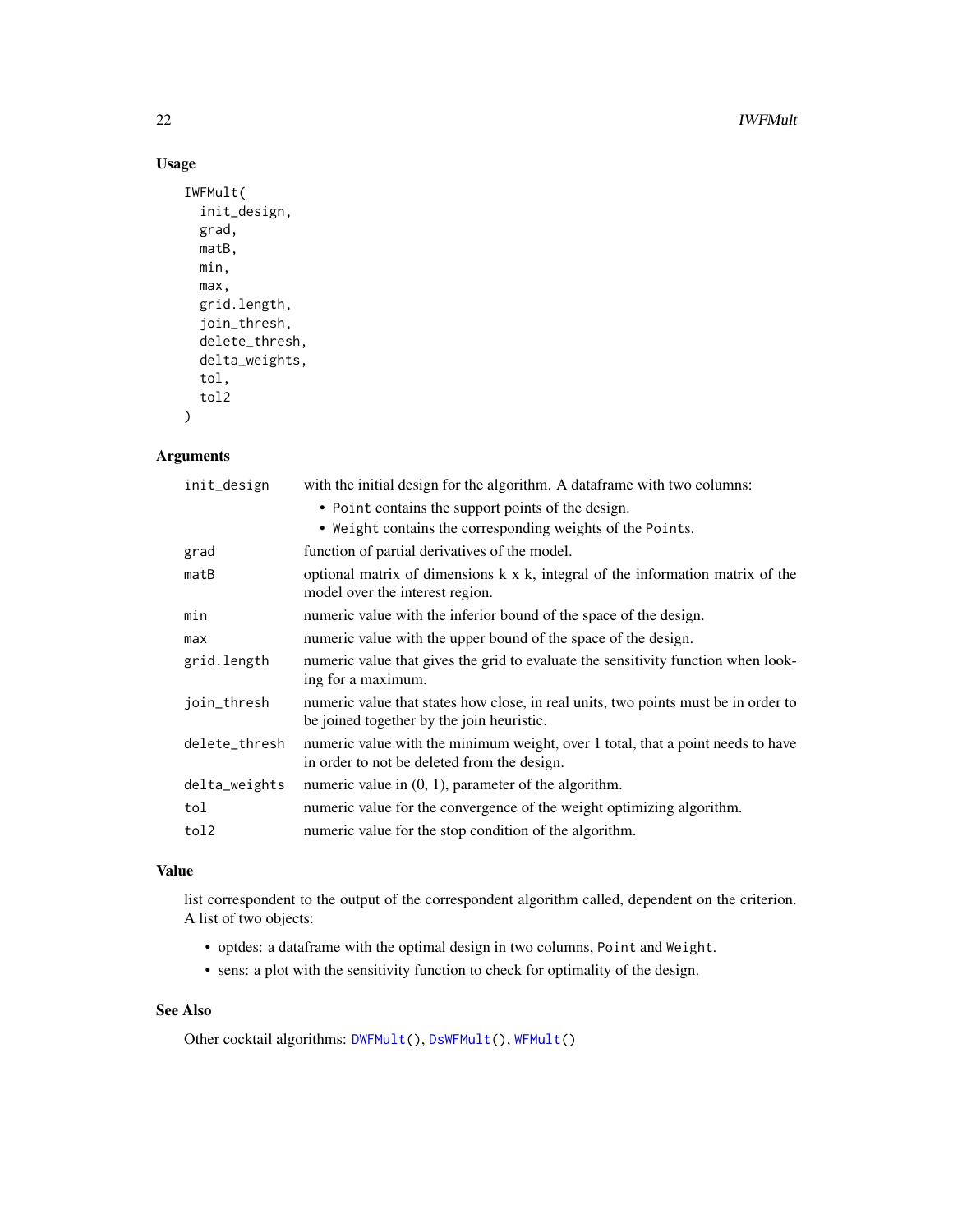## Usage

```
IWFMult(
  init_design,
  grad,
  matB,
  min,
  max,
  grid.length,
  join_thresh,
  delete_thresh,
  delta_weights,
  tol,
  tol2
)
```

## Arguments

| | |
|---|---|
| init_design | with the initial design for the algorithm. A dataframe with two columns: • Point contains the support points of the design. • Weight contains the corresponding weights of the Points. |
| grad | function of partial derivatives of the model. |
| matB | optional matrix of dimensions k x k, integral of the information matrix of the model over the interest region. |
| min | numeric value with the inferior bound of the space of the design. |
| max | numeric value with the upper bound of the space of the design. |
| grid.length | numeric value that gives the grid to evaluate the sensitivity function when looking for a maximum. |
| join_thresh | numeric value that states how close, in real units, two points must be in order to be joined together by the join heuristic. |
| delete_thresh | numeric value with the minimum weight, over 1 total, that a point needs to have in order to not be deleted from the design. |
| delta_weights | numeric value in (0, 1), parameter of the algorithm. |
| tol | numeric value for the convergence of the weight optimizing algorithm. |
| tol2 | numeric value for the stop condition of the algorithm. |

## Value

list correspondent to the output of the correspondent algorithm called, dependent on the criterion. A list of two objects:

- optdes: a dataframe with the optimal design in two columns, Point and Weight.
- sens: a plot with the sensitivity function to check for optimality of the design.

## See Also

Other cocktail algorithms: DWFMult(), DsWFMult(), WFMult()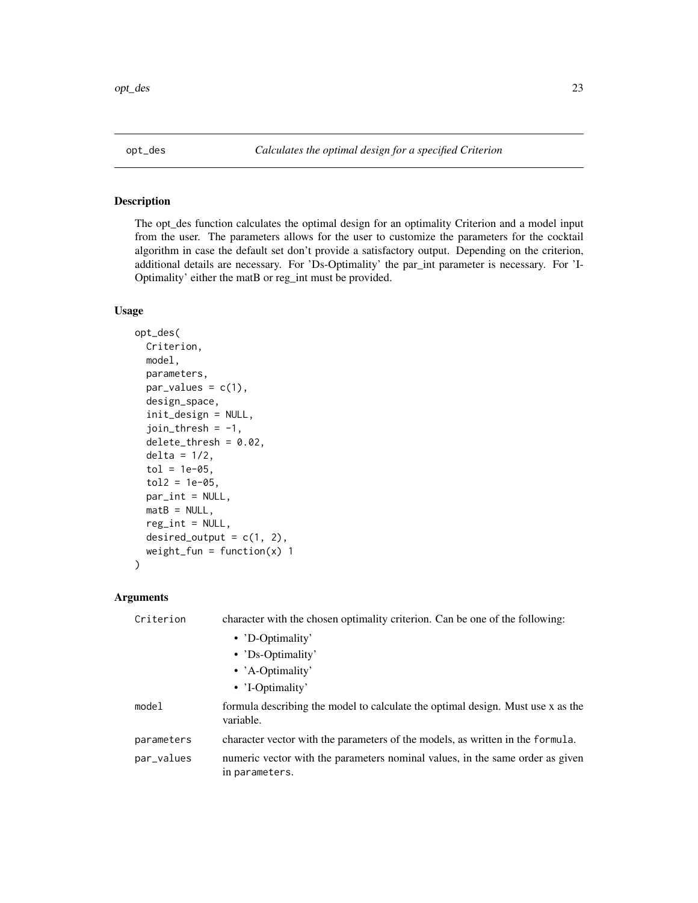## opt_des    *Calculates the optimal design for a specified Criterion*

### Description

The opt_des function calculates the optimal design for an optimality Criterion and a model input from the user. The parameters allows for the user to customize the parameters for the cocktail algorithm in case the default set don't provide a satisfactory output. Depending on the criterion, additional details are necessary. For 'Ds-Optimality' the par_int parameter is necessary. For 'I-Optimality' either the matB or reg_int must be provided.

### Usage

```
opt_des(
  Criterion,
  model,
  parameters,
  par_values = c(1),
  design_space,
  init_design = NULL,
  join_thresh = -1,
  delete_thresh = 0.02,
  delta = 1/2,
  tol = 1e-05,
  tol2 = 1e-05,
  par_int = NULL,
  matB = NULL,
  reg_int = NULL,
  desired_output = c(1, 2),
  weight_fun = function(x) 1
)
```

### Arguments

| | |
|---|---|
| `Criterion` | character with the chosen optimality criterion. Can be one of the following:<br>• 'D-Optimality'<br>• 'Ds-Optimality'<br>• 'A-Optimality'<br>• 'I-Optimality' |
| `model` | formula describing the model to calculate the optimal design. Must use x as the variable. |
| `parameters` | character vector with the parameters of the models, as written in the `formula`. |
| `par_values` | numeric vector with the parameters nominal values, in the same order as given in `parameters`. |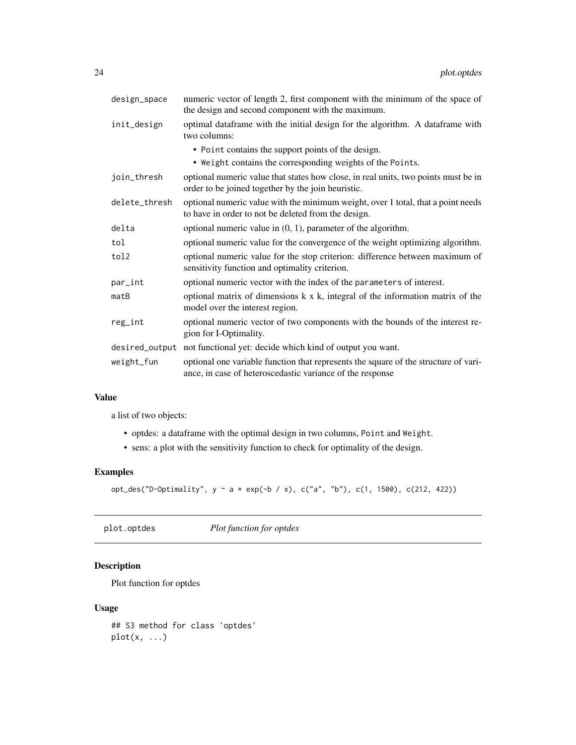| | |
|---|---|
| design_space | numeric vector of length 2, first component with the minimum of the space of the design and second component with the maximum. |
| init_design | optimal dataframe with the initial design for the algorithm. A dataframe with two columns: <br>• Point contains the support points of the design. <br>• Weight contains the corresponding weights of the Points. |
| join_thresh | optional numeric value that states how close, in real units, two points must be in order to be joined together by the join heuristic. |
| delete_thresh | optional numeric value with the minimum weight, over 1 total, that a point needs to have in order to not be deleted from the design. |
| delta | optional numeric value in (0, 1), parameter of the algorithm. |
| tol | optional numeric value for the convergence of the weight optimizing algorithm. |
| tol2 | optional numeric value for the stop criterion: difference between maximum of sensitivity function and optimality criterion. |
| par_int | optional numeric vector with the index of the parameters of interest. |
| matB | optional matrix of dimensions k x k, integral of the information matrix of the model over the interest region. |
| reg_int | optional numeric vector of two components with the bounds of the interest region for I-Optimality. |
| desired_output | not functional yet: decide which kind of output you want. |
| weight_fun | optional one variable function that represents the square of the structure of variance, in case of heteroscedastic variance of the response |

## Value

a list of two objects:

- optdes: a dataframe with the optimal design in two columns, Point and Weight.
- sens: a plot with the sensitivity function to check for optimality of the design.

## Examples

```
opt_des("D-Optimality", y ~ a * exp(-b / x), c("a", "b"), c(1, 1500), c(212, 422))
```

---

# plot.optdes *Plot function for optdes*

## Description

Plot function for optdes

## Usage

```
## S3 method for class 'optdes'
plot(x, ...)
```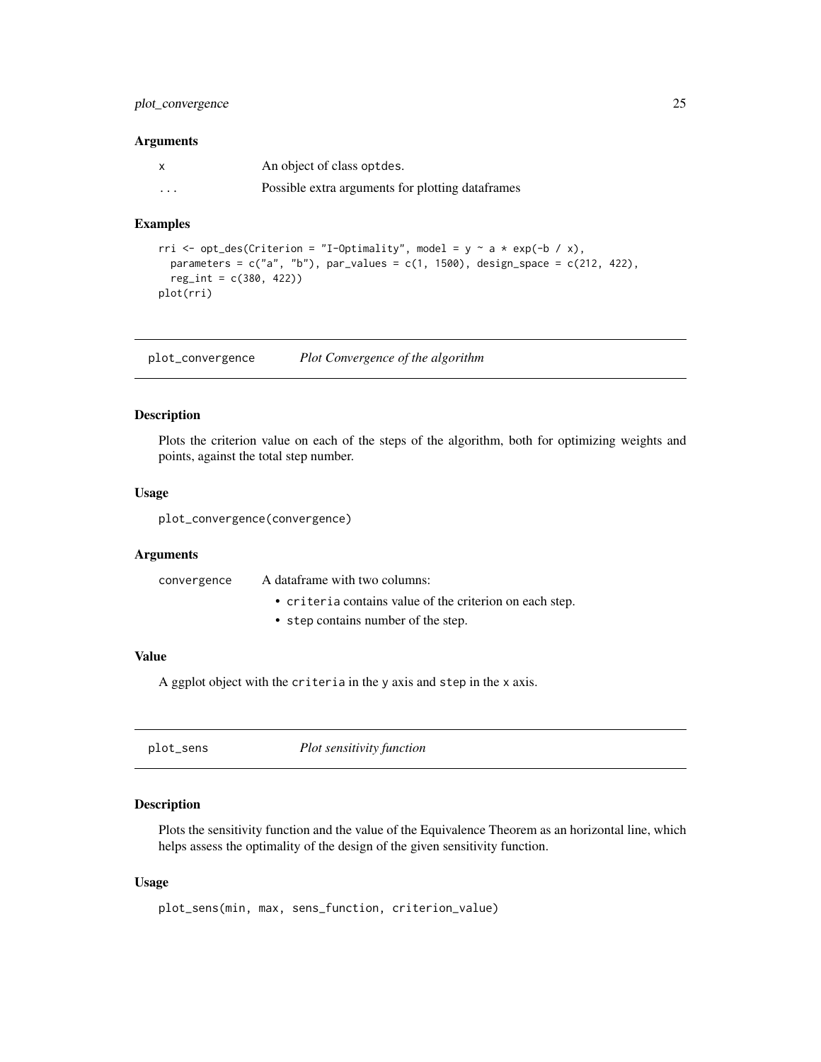### Arguments

| | |
|---|---|
| x | An object of class optdes. |
| ... | Possible extra arguments for plotting dataframes |

### Examples

```
rri <- opt_des(Criterion = "I-Optimality", model = y ~ a * exp(-b / x),
  parameters = c("a", "b"), par_values = c(1, 1500), design_space = c(212, 422),
  reg_int = c(380, 422))
plot(rri)
```

## plot_convergence *Plot Convergence of the algorithm*

### Description

Plots the criterion value on each of the steps of the algorithm, both for optimizing weights and points, against the total step number.

### Usage

```
plot_convergence(convergence)
```

### Arguments

convergence A dataframe with two columns:

- criteria contains value of the criterion on each step.
- step contains number of the step.

### Value

A ggplot object with the criteria in the y axis and step in the x axis.

## plot_sens *Plot sensitivity function*

### Description

Plots the sensitivity function and the value of the Equivalence Theorem as an horizontal line, which helps assess the optimality of the design of the given sensitivity function.

### Usage

```
plot_sens(min, max, sens_function, criterion_value)
```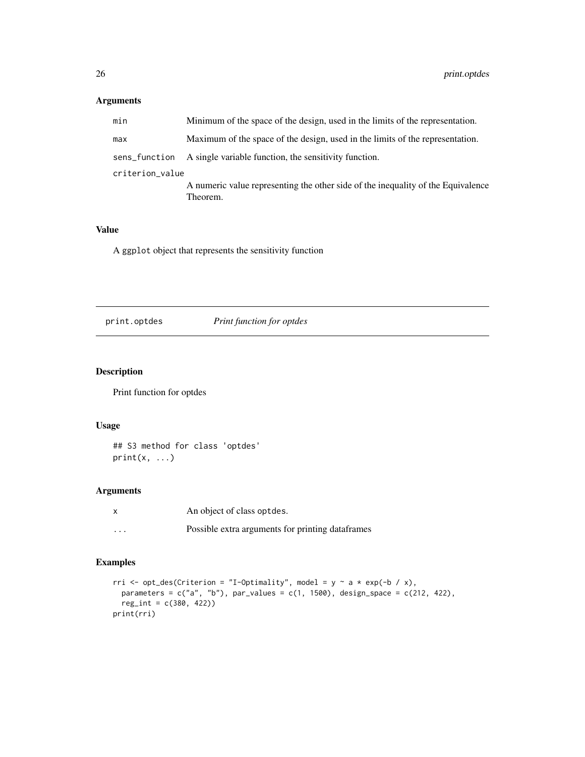## Arguments

| | |
|---|---|
| `min` | Minimum of the space of the design, used in the limits of the representation. |
| `max` | Maximum of the space of the design, used in the limits of the representation. |
| `sens_function` | A single variable function, the sensitivity function. |
| `criterion_value` | A numeric value representing the other side of the inequality of the Equivalence Theorem. |

## Value

A `ggplot` object that represents the sensitivity function

---

# print.optdes *Print function for optdes*

## Description

Print function for optdes

## Usage

```
## S3 method for class 'optdes'
print(x, ...)
```

## Arguments

| | |
|---|---|
| `x` | An object of class `optdes`. |
| `...` | Possible extra arguments for printing dataframes |

## Examples

```
rri <- opt_des(Criterion = "I-Optimality", model = y ~ a * exp(-b / x),
  parameters = c("a", "b"), par_values = c(1, 1500), design_space = c(212, 422),
  reg_int = c(380, 422))
print(rri)
```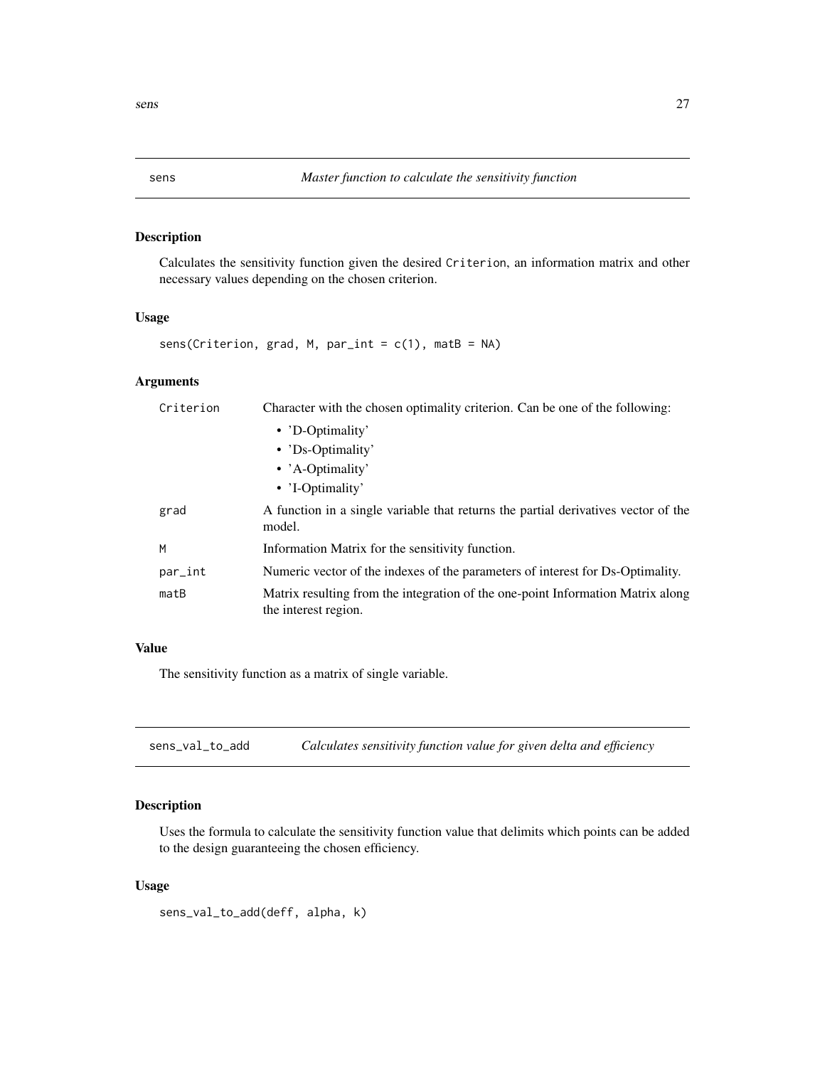## sens — *Master function to calculate the sensitivity function*

### Description

Calculates the sensitivity function given the desired Criterion, an information matrix and other necessary values depending on the chosen criterion.

### Usage

```
sens(Criterion, grad, M, par_int = c(1), matB = NA)
```

### Arguments

| | |
|---|---|
| Criterion | Character with the chosen optimality criterion. Can be one of the following:<br>• 'D-Optimality'<br>• 'Ds-Optimality'<br>• 'A-Optimality'<br>• 'I-Optimality' |
| grad | A function in a single variable that returns the partial derivatives vector of the model. |
| M | Information Matrix for the sensitivity function. |
| par_int | Numeric vector of the indexes of the parameters of interest for Ds-Optimality. |
| matB | Matrix resulting from the integration of the one-point Information Matrix along the interest region. |

### Value

The sensitivity function as a matrix of single variable.

## sens_val_to_add — *Calculates sensitivity function value for given delta and efficiency*

### Description

Uses the formula to calculate the sensitivity function value that delimits which points can be added to the design guaranteeing the chosen efficiency.

### Usage

```
sens_val_to_add(deff, alpha, k)
```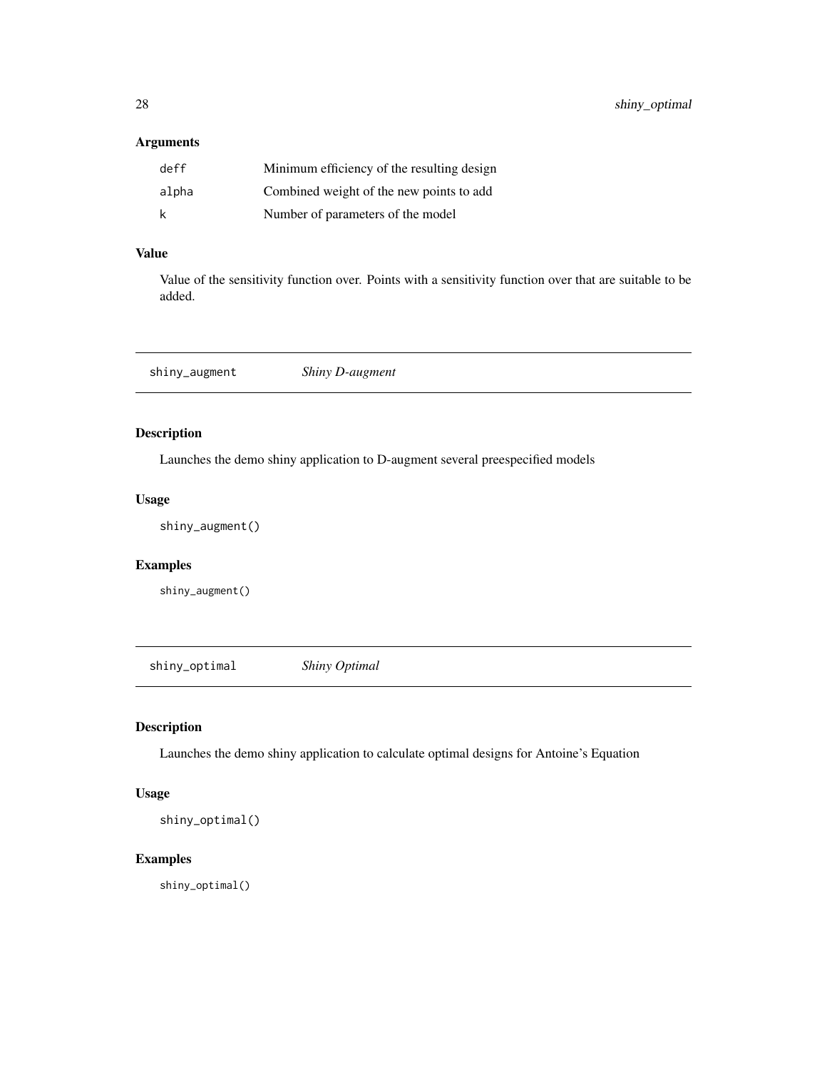### Arguments

| | |
|---|---|
| deff | Minimum efficiency of the resulting design |
| alpha | Combined weight of the new points to add |
| k | Number of parameters of the model |

### Value

Value of the sensitivity function over. Points with a sensitivity function over that are suitable to be added.

---

## shiny_augment *Shiny D-augment*

---

### Description

Launches the demo shiny application to D-augment several preespecified models

### Usage

```
shiny_augment()
```

### Examples

```
shiny_augment()
```

---

## shiny_optimal *Shiny Optimal*

---

### Description

Launches the demo shiny application to calculate optimal designs for Antoine's Equation

### Usage

```
shiny_optimal()
```

### Examples

```
shiny_optimal()
```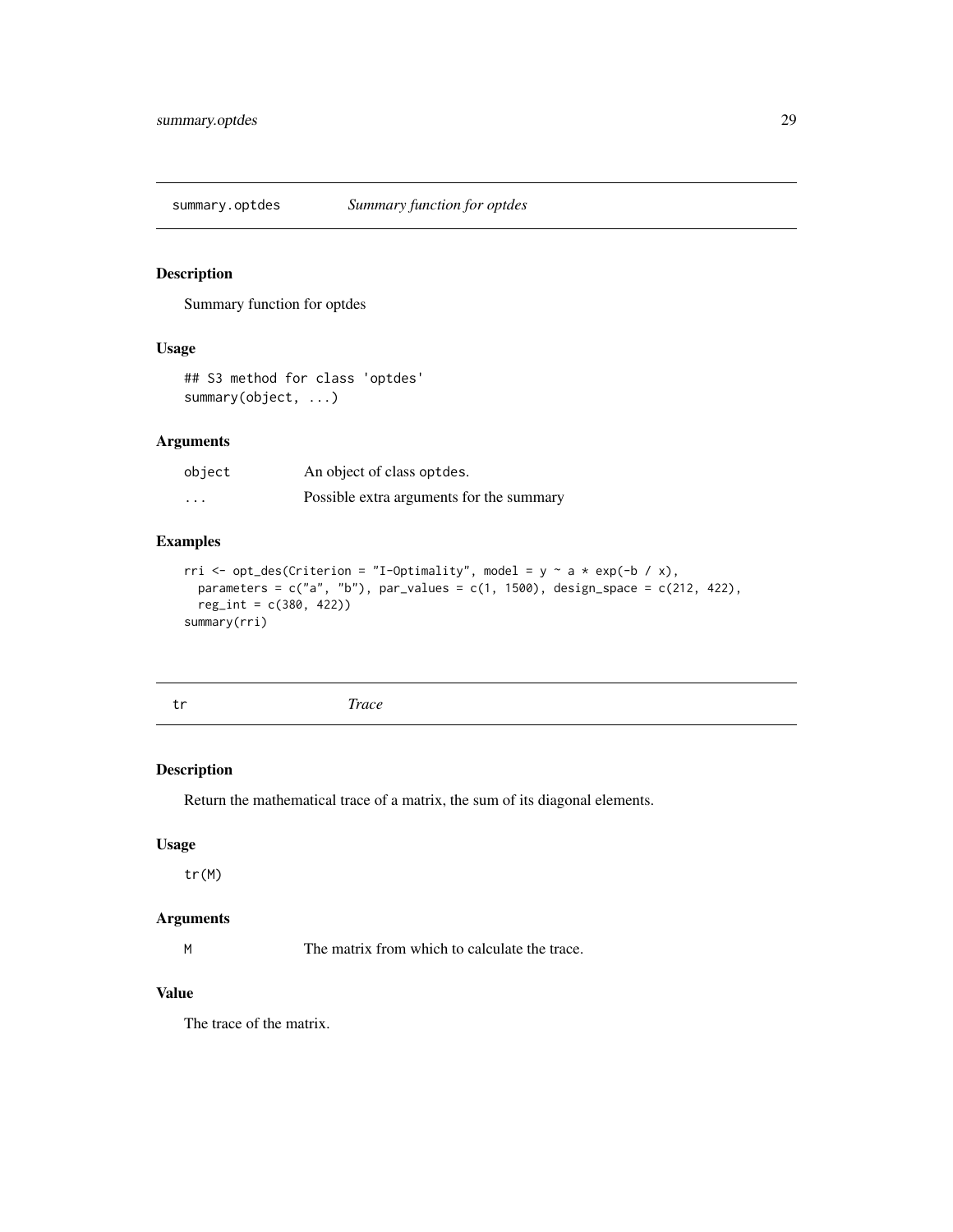## summary.optdes — *Summary function for optdes*

### Description

Summary function for optdes

### Usage

```
## S3 method for class 'optdes'
summary(object, ...)
```

### Arguments

| | |
|---|---|
| object | An object of class optdes. |
| ... | Possible extra arguments for the summary |

### Examples

```
rri <- opt_des(Criterion = "I-Optimality", model = y ~ a * exp(-b / x),
  parameters = c("a", "b"), par_values = c(1, 1500), design_space = c(212, 422),
  reg_int = c(380, 422))
summary(rri)
```

## tr — *Trace*

### Description

Return the mathematical trace of a matrix, the sum of its diagonal elements.

### Usage

```
tr(M)
```

### Arguments

| | |
|---|---|
| M | The matrix from which to calculate the trace. |

### Value

The trace of the matrix.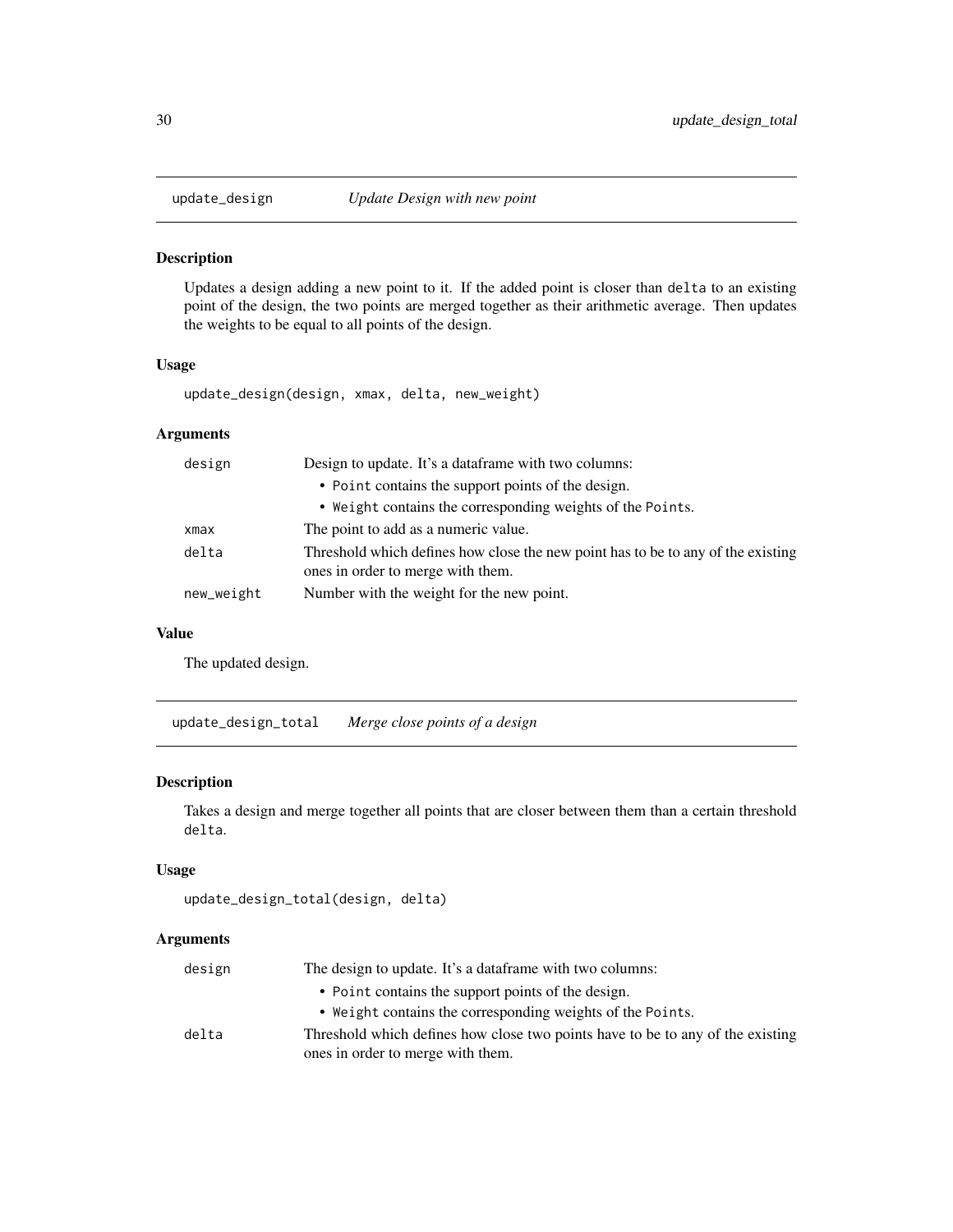## update_design — *Update Design with new point*

### Description

Updates a design adding a new point to it. If the added point is closer than `delta` to an existing point of the design, the two points are merged together as their arithmetic average. Then updates the weights to be equal to all points of the design.

### Usage

```
update_design(design, xmax, delta, new_weight)
```

### Arguments

| | |
|---|---|
| `design` | Design to update. It's a dataframe with two columns: <br>• `Point` contains the support points of the design. <br>• `Weight` contains the corresponding weights of the `Point`s. |
| `xmax` | The point to add as a numeric value. |
| `delta` | Threshold which defines how close the new point has to be to any of the existing ones in order to merge with them. |
| `new_weight` | Number with the weight for the new point. |

### Value

The updated design.

## update_design_total — *Merge close points of a design*

### Description

Takes a design and merge together all points that are closer between them than a certain threshold `delta`.

### Usage

```
update_design_total(design, delta)
```

### Arguments

| | |
|---|---|
| `design` | The design to update. It's a dataframe with two columns: <br>• `Point` contains the support points of the design. <br>• `Weight` contains the corresponding weights of the `Point`s. |
| `delta` | Threshold which defines how close two points have to be to any of the existing ones in order to merge with them. |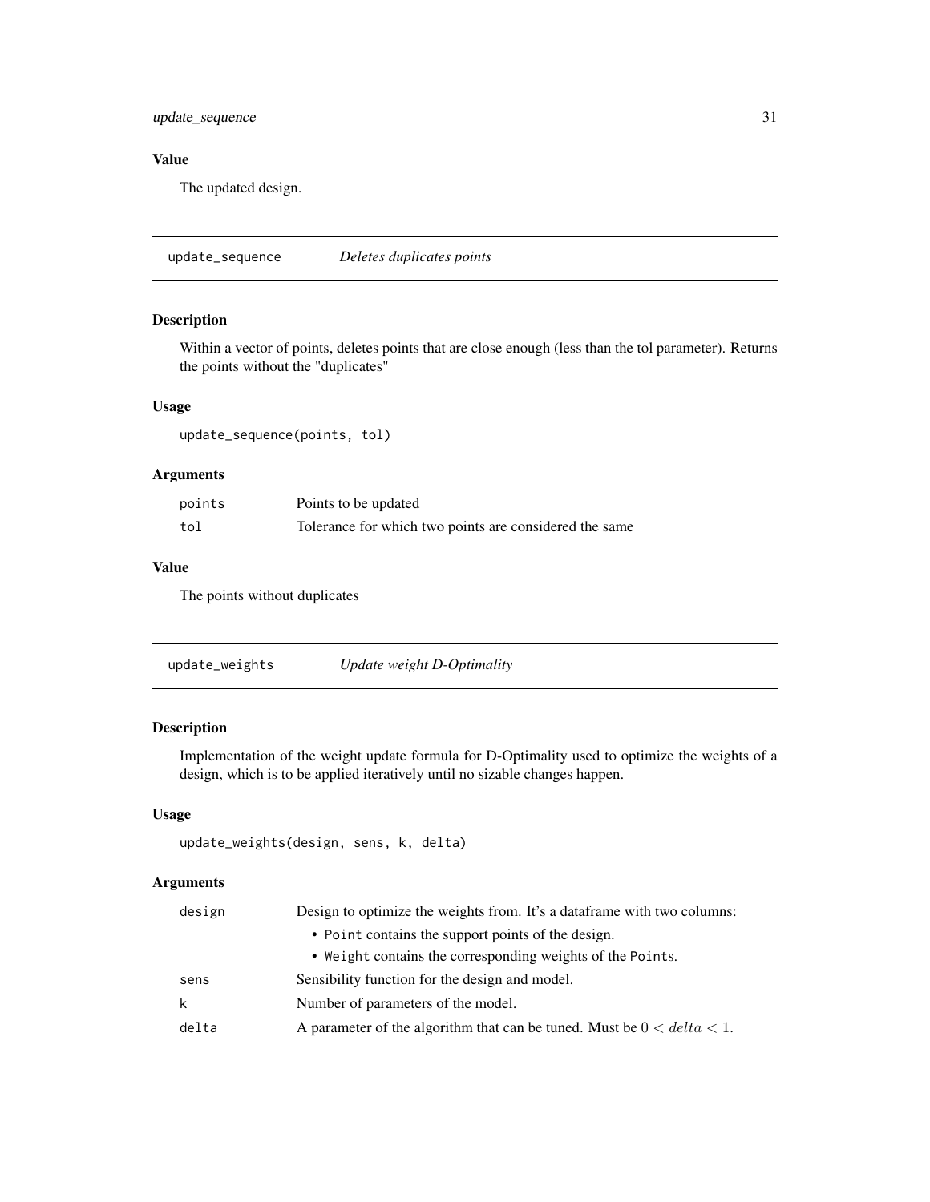### Value

The updated design.

## update_sequence *Deletes duplicates points*

### Description

Within a vector of points, deletes points that are close enough (less than the tol parameter). Returns the points without the "duplicates"

### Usage

```
update_sequence(points, tol)
```

### Arguments

| | |
|---|---|
| `points` | Points to be updated |
| `tol` | Tolerance for which two points are considered the same |

### Value

The points without duplicates

## update_weights *Update weight D-Optimality*

### Description

Implementation of the weight update formula for D-Optimality used to optimize the weights of a design, which is to be applied iteratively until no sizable changes happen.

### Usage

```
update_weights(design, sens, k, delta)
```

### Arguments

| | |
|---|---|
| `design` | Design to optimize the weights from. It's a dataframe with two columns:<br>• `Point` contains the support points of the design.<br>• `Weight` contains the corresponding weights of the `Point`s. |
| `sens` | Sensibility function for the design and model. |
| `k` | Number of parameters of the model. |
| `delta` | A parameter of the algorithm that can be tuned. Must be $0 < delta < 1$. |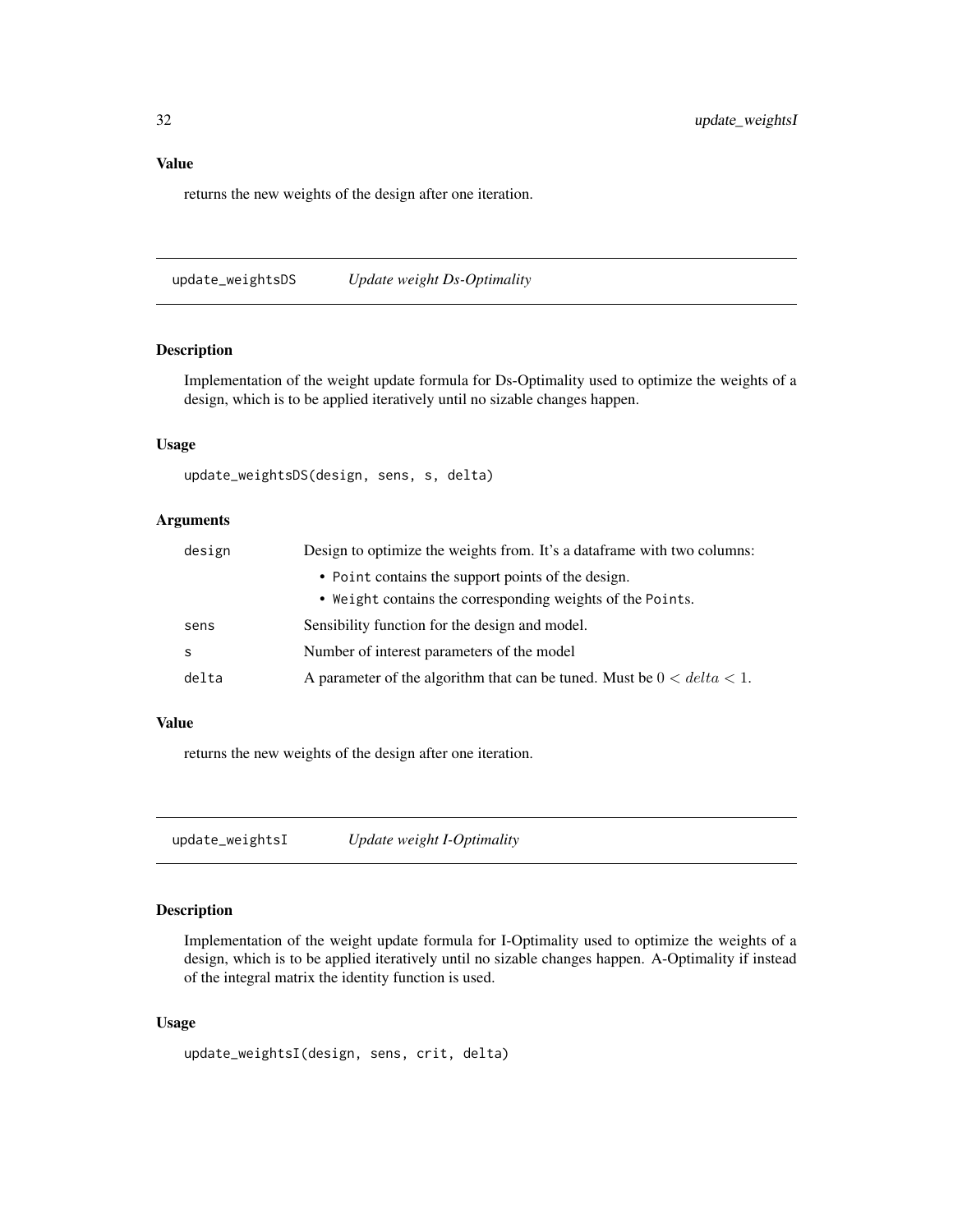### Value

returns the new weights of the design after one iteration.

---

## update_weightsDS *Update weight Ds-Optimality*

### Description

Implementation of the weight update formula for Ds-Optimality used to optimize the weights of a design, which is to be applied iteratively until no sizable changes happen.

### Usage

```
update_weightsDS(design, sens, s, delta)
```

### Arguments

| | |
|---|---|
| design | Design to optimize the weights from. It's a dataframe with two columns:<br>• Point contains the support points of the design.<br>• Weight contains the corresponding weights of the Points. |
| sens | Sensibility function for the design and model. |
| s | Number of interest parameters of the model |
| delta | A parameter of the algorithm that can be tuned. Must be $0 < delta < 1$. |

### Value

returns the new weights of the design after one iteration.

---

## update_weightsI *Update weight I-Optimality*

### Description

Implementation of the weight update formula for I-Optimality used to optimize the weights of a design, which is to be applied iteratively until no sizable changes happen. A-Optimality if instead of the integral matrix the identity function is used.

### Usage

```
update_weightsI(design, sens, crit, delta)
```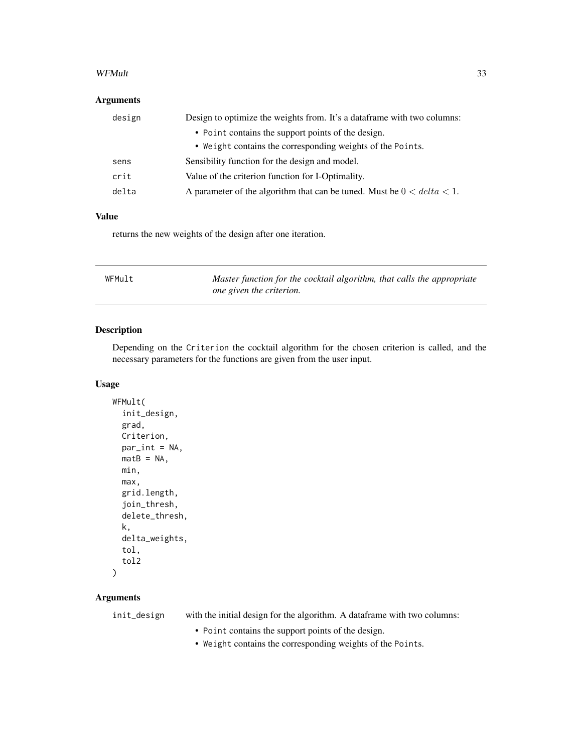### Arguments

| | |
|---|---|
| design | Design to optimize the weights from. It's a dataframe with two columns:<br>• Point contains the support points of the design.<br>• Weight contains the corresponding weights of the Points. |
| sens | Sensibility function for the design and model. |
| crit | Value of the criterion function for I-Optimality. |
| delta | A parameter of the algorithm that can be tuned. Must be $0 < delta < 1$. |

### Value

returns the new weights of the design after one iteration.

---

## WFMult — *Master function for the cocktail algorithm, that calls the appropriate one given the criterion.*

---

### Description

Depending on the Criterion the cocktail algorithm for the chosen criterion is called, and the necessary parameters for the functions are given from the user input.

### Usage

```
WFMult(
  init_design,
  grad,
  Criterion,
  par_int = NA,
  matB = NA,
  min,
  max,
  grid.length,
  join_thresh,
  delete_thresh,
  k,
  delta_weights,
  tol,
  tol2
)
```

### Arguments

| | |
|---|---|
| init_design | with the initial design for the algorithm. A dataframe with two columns:<br>• Point contains the support points of the design.<br>• Weight contains the corresponding weights of the Points. |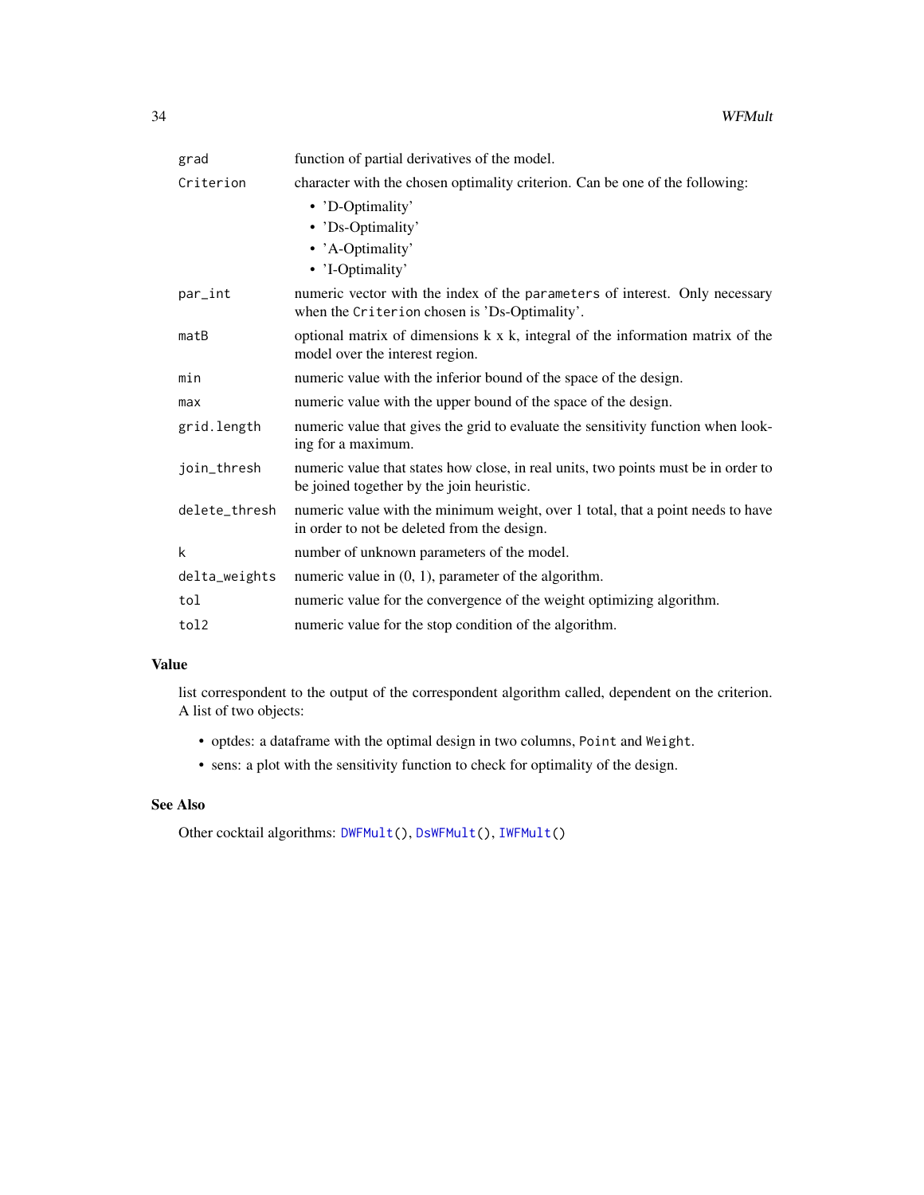| | |
|---|---|
| `grad` | function of partial derivatives of the model. |
| `Criterion` | character with the chosen optimality criterion. Can be one of the following: <br>• 'D-Optimality' <br>• 'Ds-Optimality' <br>• 'A-Optimality' <br>• 'I-Optimality' |
| `par_int` | numeric vector with the index of the `parameters` of interest. Only necessary when the `Criterion` chosen is 'Ds-Optimality'. |
| `matB` | optional matrix of dimensions k x k, integral of the information matrix of the model over the interest region. |
| `min` | numeric value with the inferior bound of the space of the design. |
| `max` | numeric value with the upper bound of the space of the design. |
| `grid.length` | numeric value that gives the grid to evaluate the sensitivity function when looking for a maximum. |
| `join_thresh` | numeric value that states how close, in real units, two points must be in order to be joined together by the join heuristic. |
| `delete_thresh` | numeric value with the minimum weight, over 1 total, that a point needs to have in order to not be deleted from the design. |
| `k` | number of unknown parameters of the model. |
| `delta_weights` | numeric value in (0, 1), parameter of the algorithm. |
| `tol` | numeric value for the convergence of the weight optimizing algorithm. |
| `tol2` | numeric value for the stop condition of the algorithm. |

## Value

list correspondent to the output of the correspondent algorithm called, dependent on the criterion. A list of two objects:

- optdes: a dataframe with the optimal design in two columns, `Point` and `Weight`.
- sens: a plot with the sensitivity function to check for optimality of the design.

## See Also

Other cocktail algorithms: `DWFMult()`, `DsWFMult()`, `IWFMult()`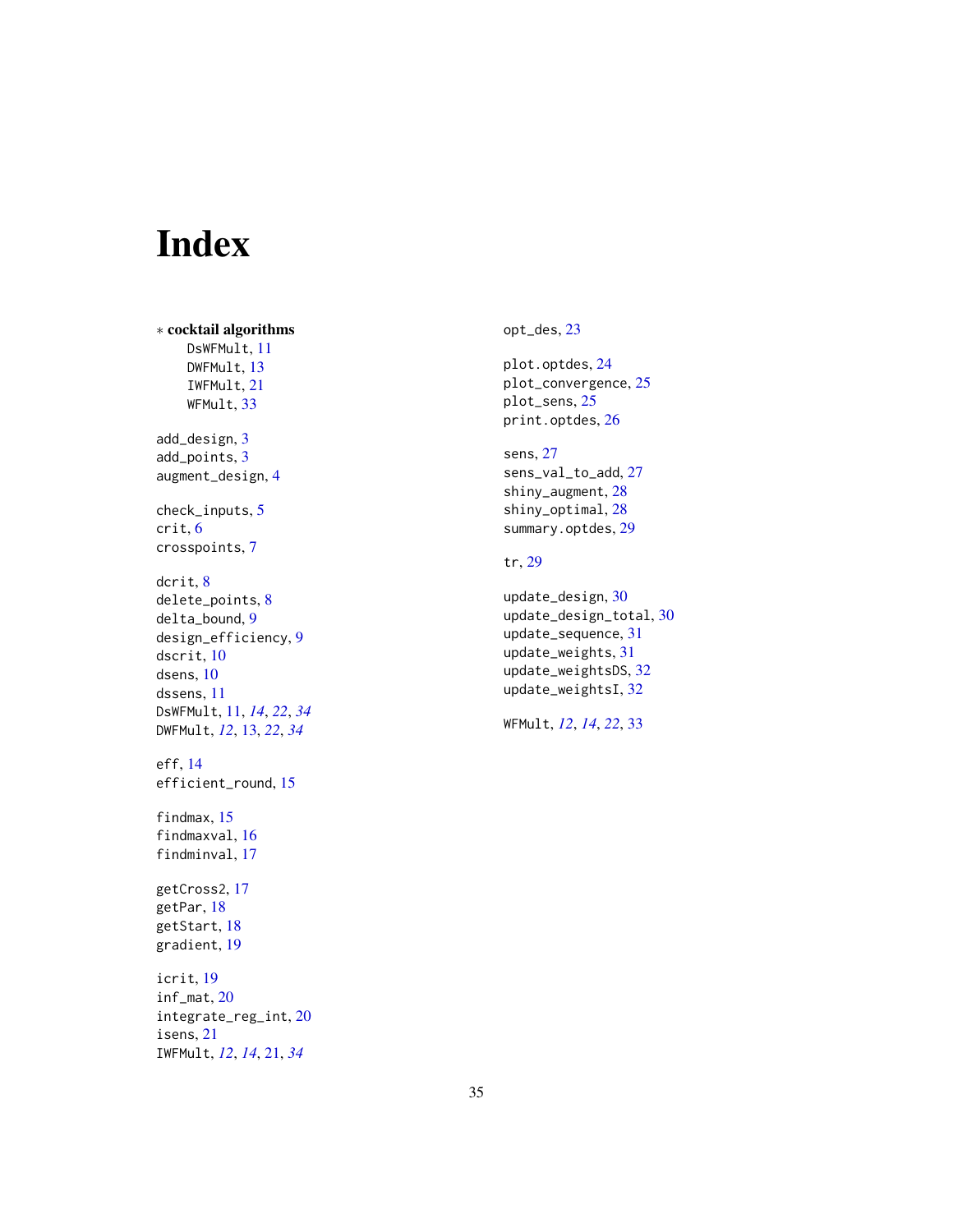# Index

∗ **cocktail algorithms**
- DsWFMult, 11
- DWFMult, 13
- IWFMult, 21
- WFMult, 33

add_design, 3
add_points, 3
augment_design, 4

check_inputs, 5
crit, 6
crosspoints, 7

dcrit, 8
delete_points, 8
delta_bound, 9
design_efficiency, 9
dscrit, 10
dsens, 10
dssens, 11
DsWFMult, 11, *14*, *22*, *34*
DWFMult, *12*, 13, *22*, *34*

eff, 14
efficient_round, 15

findmax, 15
findmaxval, 16
findminval, 17

getCross2, 17
getPar, 18
getStart, 18
gradient, 19

icrit, 19
inf_mat, 20
integrate_reg_int, 20
isens, 21
IWFMult, *12*, *14*, 21, *34*

opt_des, 23

plot.optdes, 24
plot_convergence, 25
plot_sens, 25
print.optdes, 26

sens, 27
sens_val_to_add, 27
shiny_augment, 28
shiny_optimal, 28
summary.optdes, 29

tr, 29

update_design, 30
update_design_total, 30
update_sequence, 31
update_weights, 31
update_weightsDS, 32
update_weightsI, 32

WFMult, *12*, *14*, *22*, 33